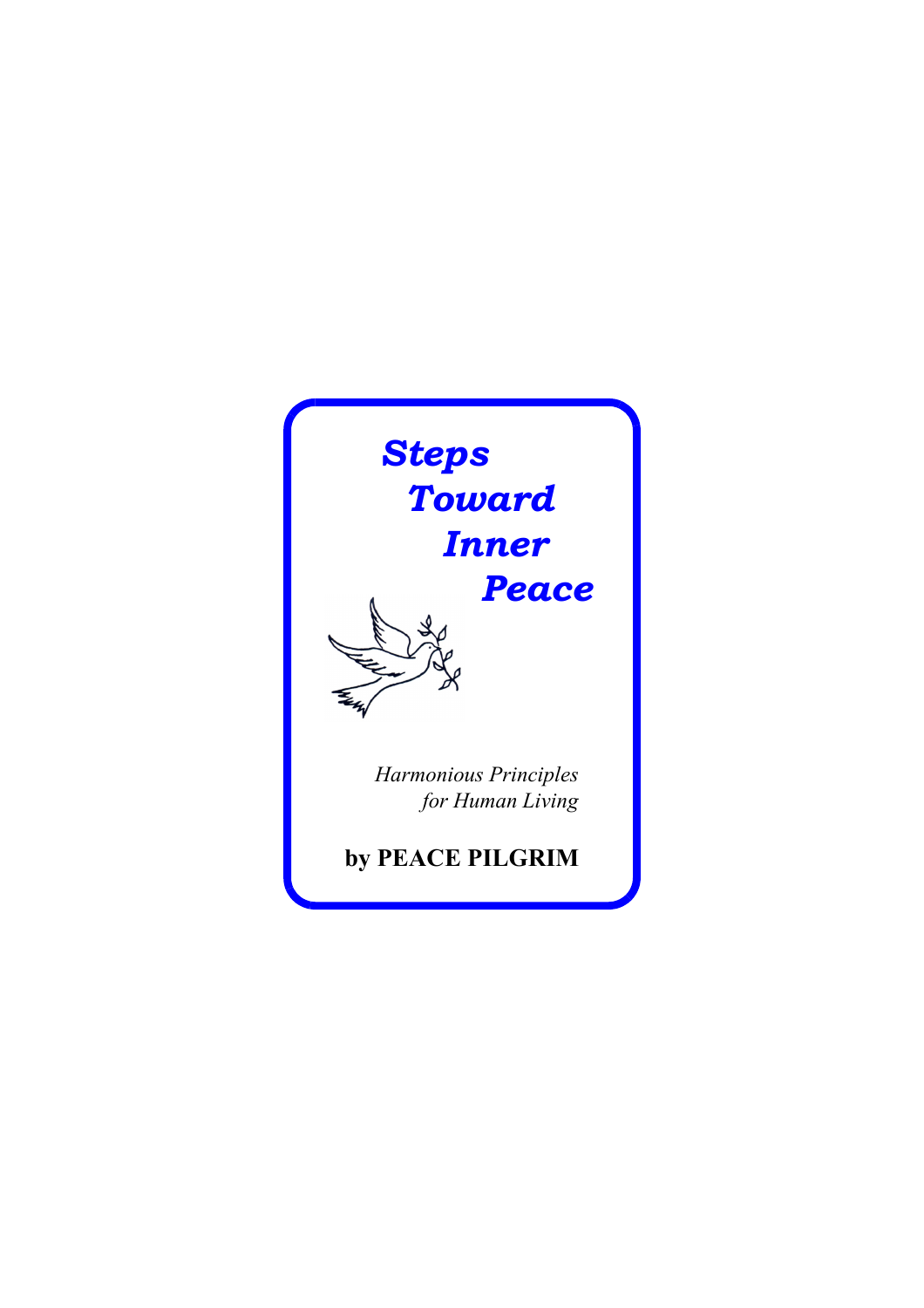# *Steps Toward Inner Peace*

*Harmonious Principles for Human Living*

**by PEACE PILGRIM**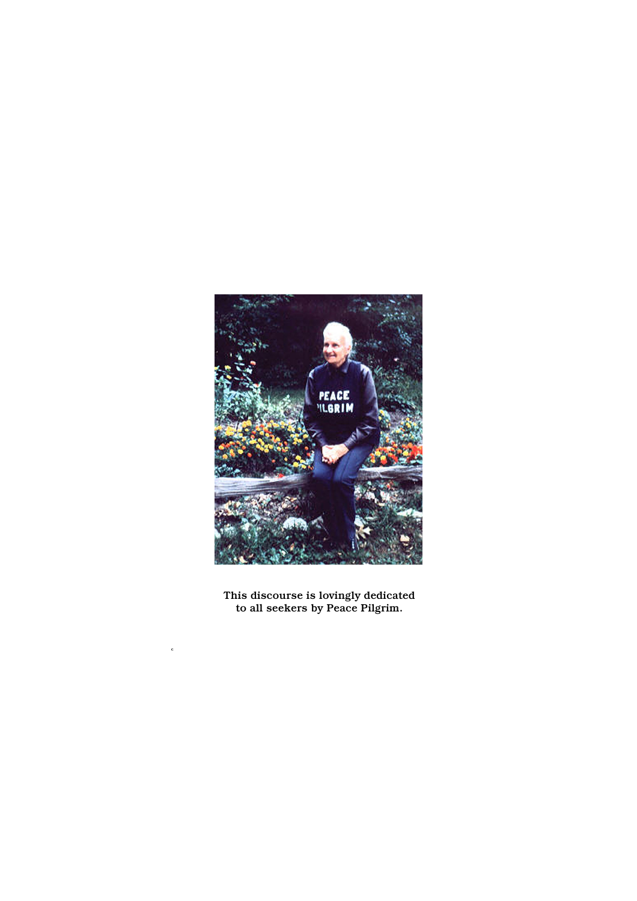This discourse is lovingly dedicated
to all seekers by Peace Pilgrim.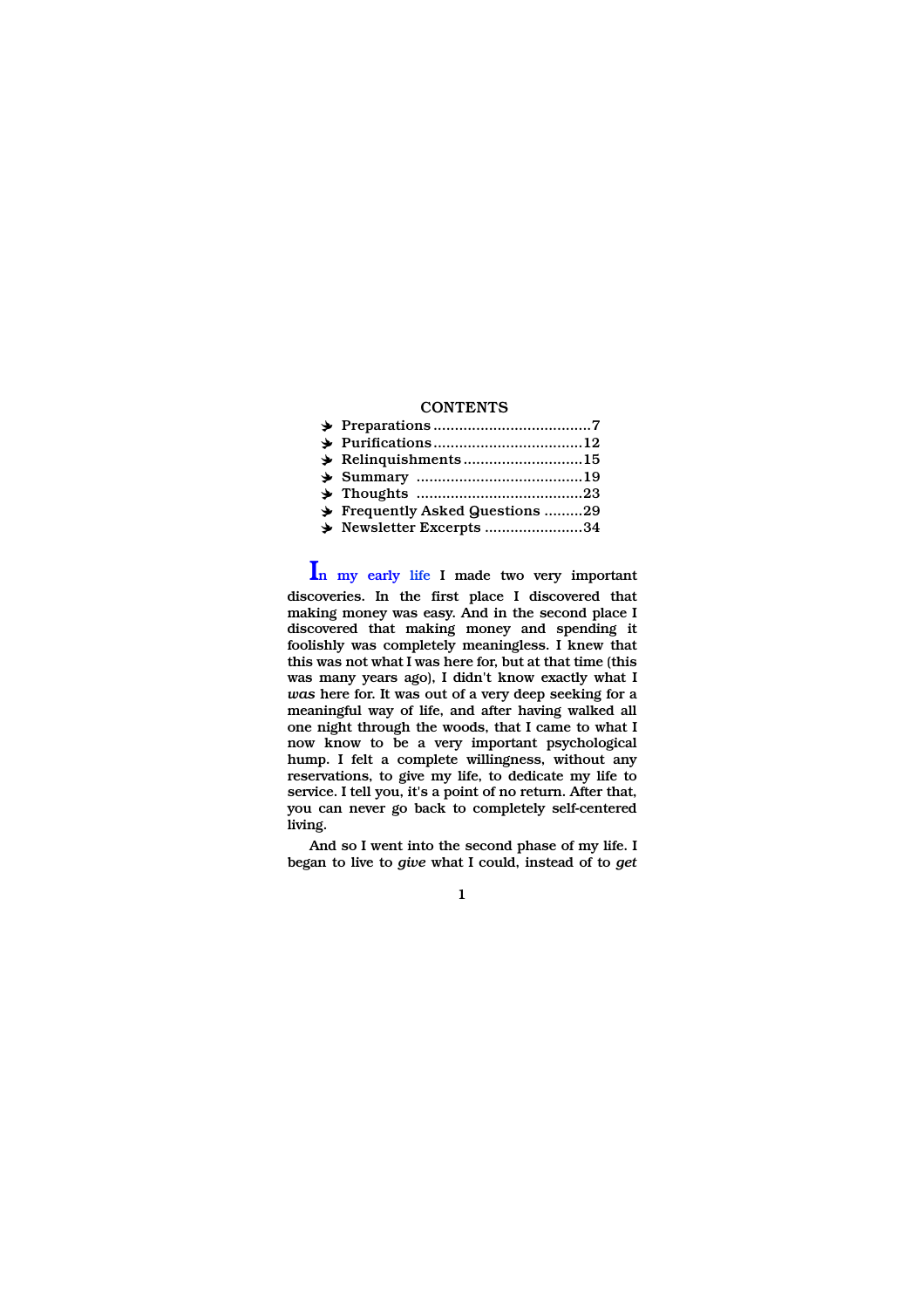## CONTENTS

- Preparations....................................7
- Purifications...................................12
- Relinquishments...........................15
- Summary .......................................19
- Thoughts .......................................23
- Frequently Asked Questions .........29
- Newsletter Excerpts .......................34

In my early life I made two very important discoveries. In the first place I discovered that making money was easy. And in the second place I discovered that making money and spending it foolishly was completely meaningless. I knew that this was not what I was here for, but at that time (this was many years ago), I didn't know exactly what I *was* here for. It was out of a very deep seeking for a meaningful way of life, and after having walked all one night through the woods, that I came to what I now know to be a very important psychological hump. I felt a complete willingness, without any reservations, to give my life, to dedicate my life to service. I tell you, it's a point of no return. After that, you can never go back to completely self-centered living.

And so I went into the second phase of my life. I began to live to *give* what I could, instead of to *get*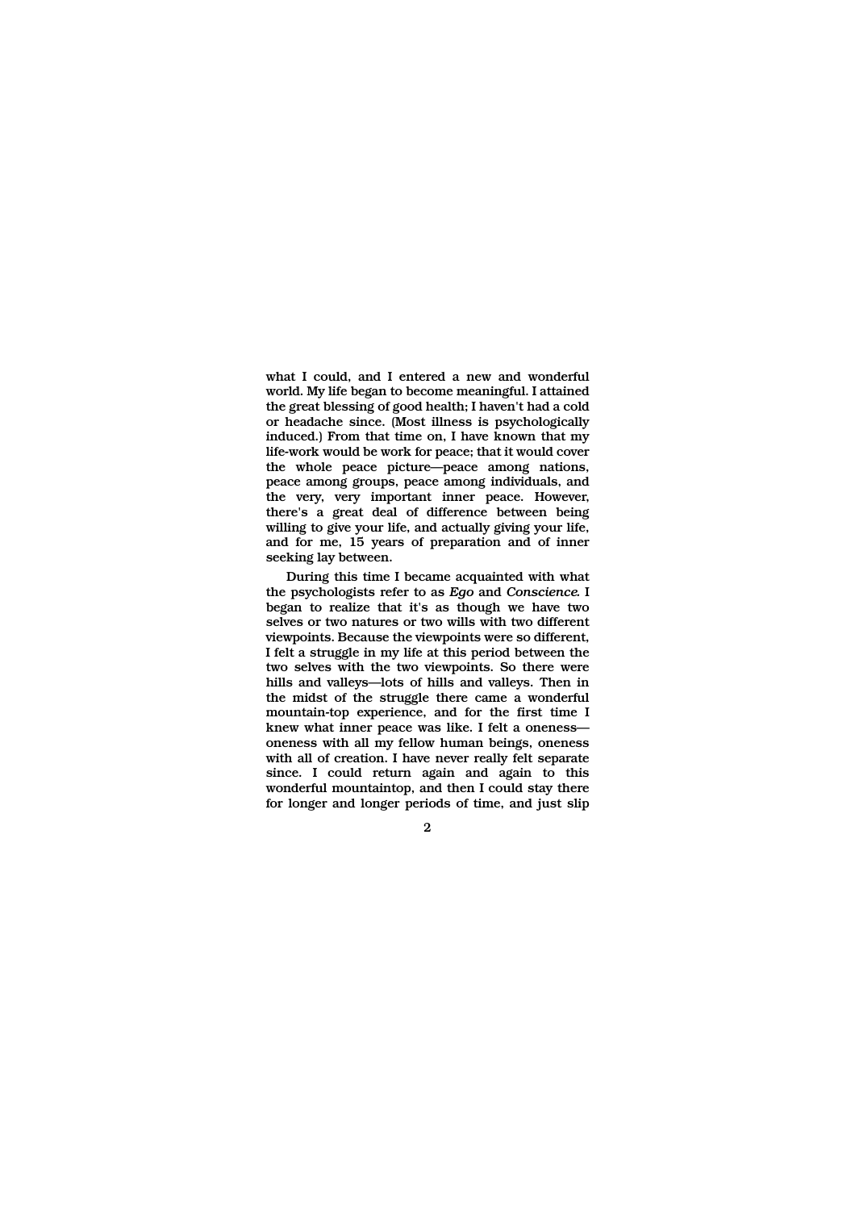what I could, and I entered a new and wonderful world. My life began to become meaningful. I attained the great blessing of good health; I haven't had a cold or headache since. (Most illness is psychologically induced.) From that time on, I have known that my life-work would be work for peace; that it would cover the whole peace picture—peace among nations, peace among groups, peace among individuals, and the very, very important inner peace. However, there's a great deal of difference between being willing to give your life, and actually giving your life, and for me, 15 years of preparation and of inner seeking lay between.

During this time I became acquainted with what the psychologists refer to as *Ego* and *Conscience.* I began to realize that it's as though we have two selves or two natures or two wills with two different viewpoints. Because the viewpoints were so different, I felt a struggle in my life at this period between the two selves with the two viewpoints. So there were hills and valleys—lots of hills and valleys. Then in the midst of the struggle there came a wonderful mountain-top experience, and for the first time I knew what inner peace was like. I felt a oneness—oneness with all my fellow human beings, oneness with all of creation. I have never really felt separate since. I could return again and again to this wonderful mountaintop, and then I could stay there for longer and longer periods of time, and just slip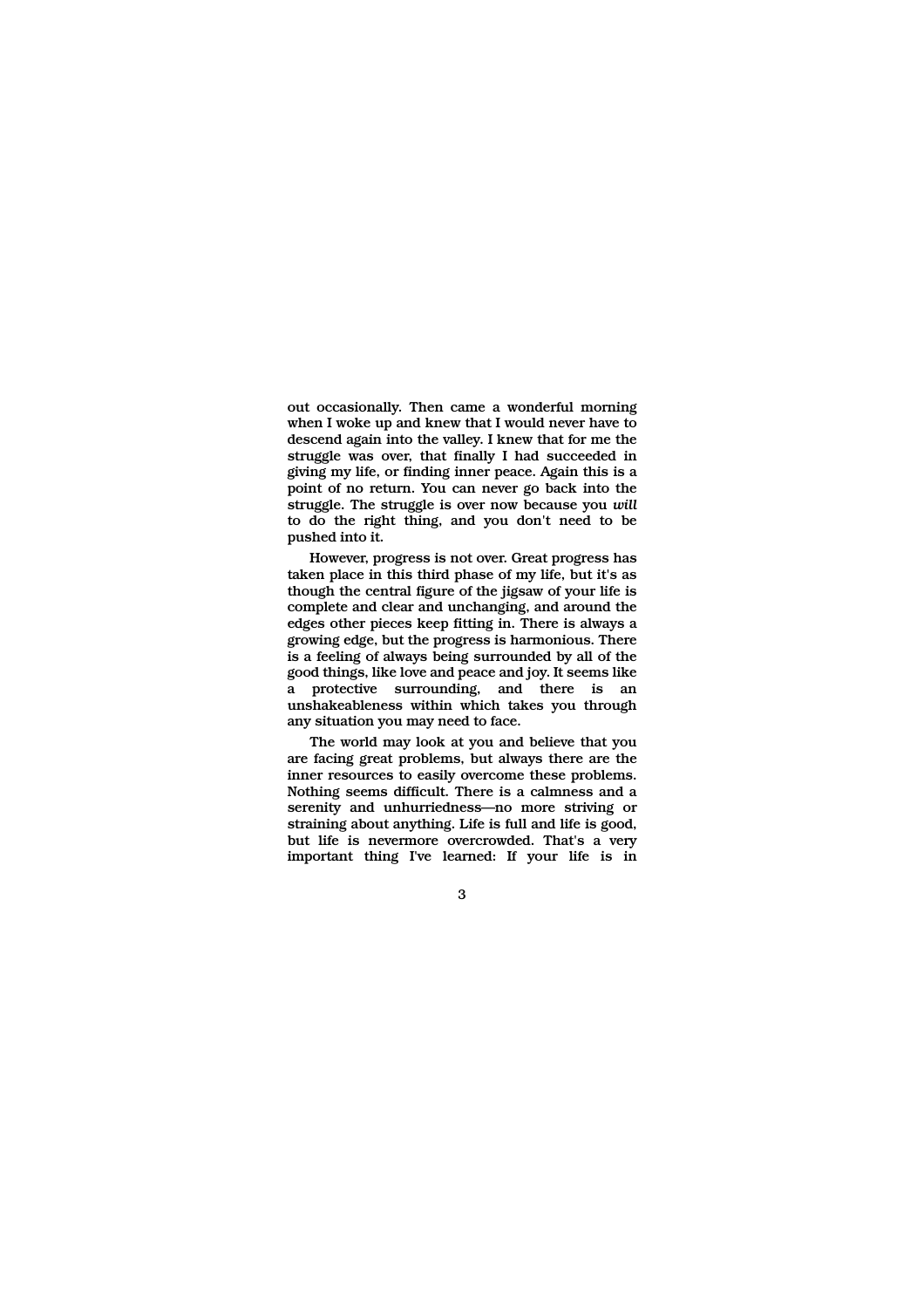out occasionally. Then came a wonderful morning when I woke up and knew that I would never have to descend again into the valley. I knew that for me the struggle was over, that finally I had succeeded in giving my life, or finding inner peace. Again this is a point of no return. You can never go back into the struggle. The struggle is over now because you *will* to do the right thing, and you don't need to be pushed into it.

However, progress is not over. Great progress has taken place in this third phase of my life, but it's as though the central figure of the jigsaw of your life is complete and clear and unchanging, and around the edges other pieces keep fitting in. There is always a growing edge, but the progress is harmonious. There is a feeling of always being surrounded by all of the good things, like love and peace and joy. It seems like a protective surrounding, and there is an unshakeableness within which takes you through any situation you may need to face.

The world may look at you and believe that you are facing great problems, but always there are the inner resources to easily overcome these problems. Nothing seems difficult. There is a calmness and a serenity and unhurriedness—no more striving or straining about anything. Life is full and life is good, but life is nevermore overcrowded. That's a very important thing I've learned: If your life is in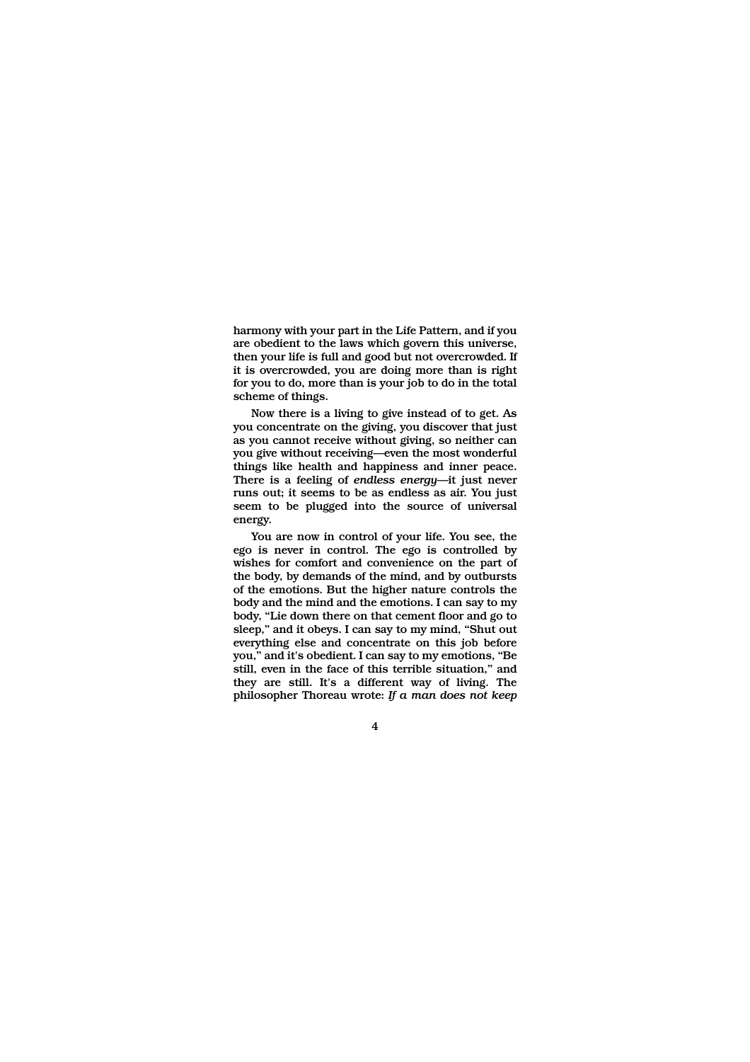harmony with your part in the Life Pattern, and if you are obedient to the laws which govern this universe, then your life is full and good but not overcrowded. If it is overcrowded, you are doing more than is right for you to do, more than is your job to do in the total scheme of things.

Now there is a living to give instead of to get. As you concentrate on the giving, you discover that just as you cannot receive without giving, so neither can you give without receiving—even the most wonderful things like health and happiness and inner peace. There is a feeling of *endless energy*—it just never runs out; it seems to be as endless as air. You just seem to be plugged into the source of universal energy.

You are now in control of your life. You see, the ego is never in control. The ego is controlled by wishes for comfort and convenience on the part of the body, by demands of the mind, and by outbursts of the emotions. But the higher nature controls the body and the mind and the emotions. I can say to my body, "Lie down there on that cement floor and go to sleep," and it obeys. I can say to my mind, "Shut out everything else and concentrate on this job before you," and it's obedient. I can say to my emotions, "Be still, even in the face of this terrible situation," and they are still. It's a different way of living. The philosopher Thoreau wrote: *If a man does not keep*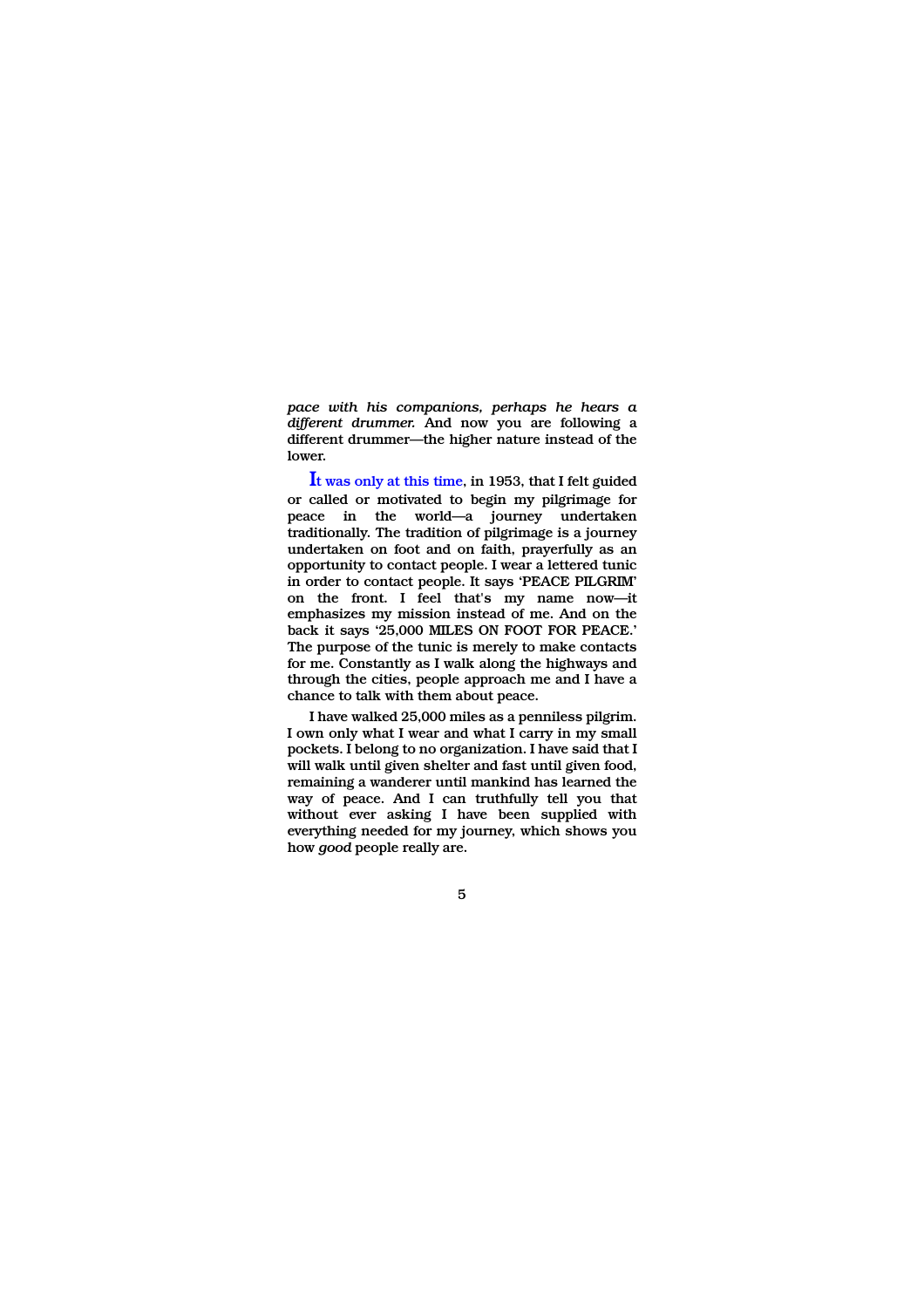*pace with his companions, perhaps he hears a different drummer.* And now you are following a different drummer—the higher nature instead of the lower.

It was only at this time, in 1953, that I felt guided or called or motivated to begin my pilgrimage for peace in the world—a journey undertaken traditionally. The tradition of pilgrimage is a journey undertaken on foot and on faith, prayerfully as an opportunity to contact people. I wear a lettered tunic in order to contact people. It says 'PEACE PILGRIM' on the front. I feel that's my name now—it emphasizes my mission instead of me. And on the back it says '25,000 MILES ON FOOT FOR PEACE.' The purpose of the tunic is merely to make contacts for me. Constantly as I walk along the highways and through the cities, people approach me and I have a chance to talk with them about peace.

I have walked 25,000 miles as a penniless pilgrim. I own only what I wear and what I carry in my small pockets. I belong to no organization. I have said that I will walk until given shelter and fast until given food, remaining a wanderer until mankind has learned the way of peace. And I can truthfully tell you that without ever asking I have been supplied with everything needed for my journey, which shows you how *good* people really are.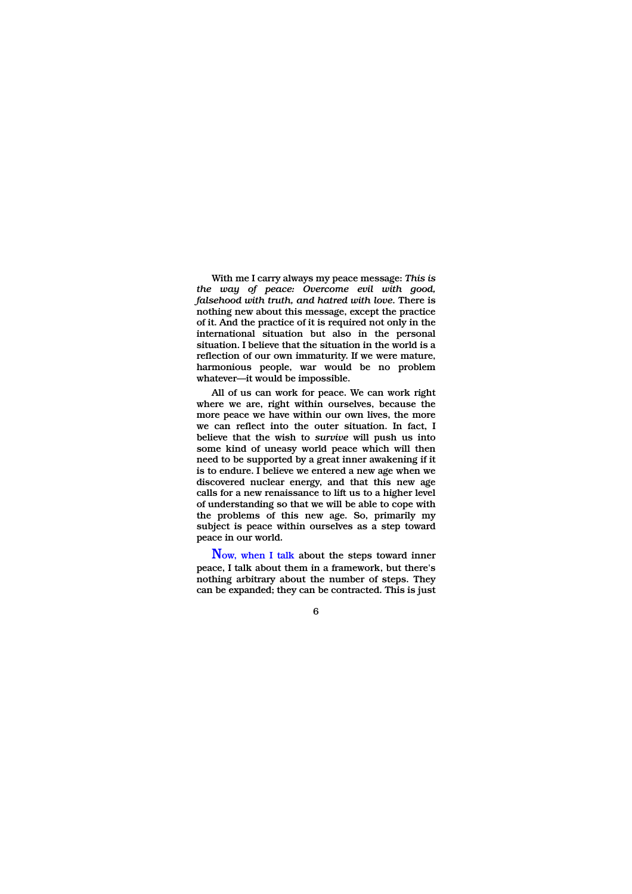With me I carry always my peace message: *This is the way of peace: Overcome evil with good, falsehood with truth, and hatred with love.* There is nothing new about this message, except the practice of it. And the practice of it is required not only in the international situation but also in the personal situation. I believe that the situation in the world is a reflection of our own immaturity. If we were mature, harmonious people, war would be no problem whatever—it would be impossible.

All of us can work for peace. We can work right where we are, right within ourselves, because the more peace we have within our own lives, the more we can reflect into the outer situation. In fact, I believe that the wish to *survive* will push us into some kind of uneasy world peace which will then need to be supported by a great inner awakening if it is to endure. I believe we entered a new age when we discovered nuclear energy, and that this new age calls for a new renaissance to lift us to a higher level of understanding so that we will be able to cope with the problems of this new age. So, primarily my subject is peace within ourselves as a step toward peace in our world.

Now, when I talk about the steps toward inner peace, I talk about them in a framework, but there's nothing arbitrary about the number of steps. They can be expanded; they can be contracted. This is just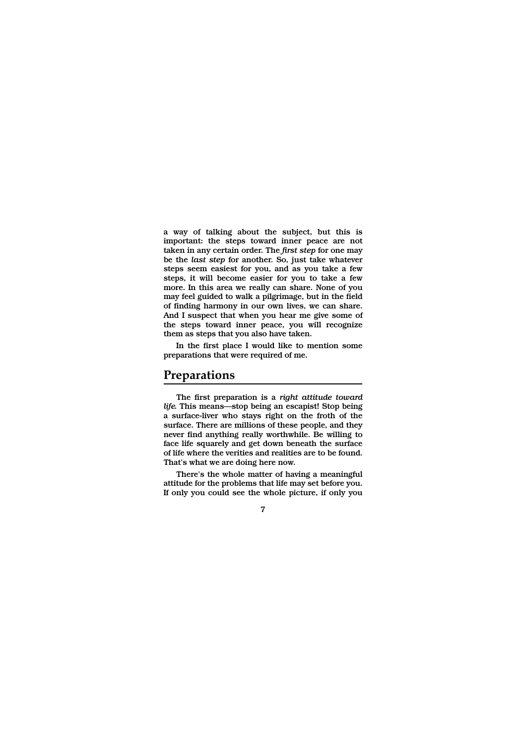a way of talking about the subject, but this is important: the steps toward inner peace are not taken in any certain order. The *first step* for one may be the *last step* for another. So, just take whatever steps seem easiest for you, and as you take a few steps, it will become easier for you to take a few more. In this area we really can share. None of you may feel guided to walk a pilgrimage, but in the field of finding harmony in our own lives, we can share. And I suspect that when you hear me give some of the steps toward inner peace, you will recognize them as steps that you also have taken.

In the first place I would like to mention some preparations that were required of me.

## Preparations

The first preparation is a *right attitude toward life.* This means—stop being an escapist! Stop being a surface-liver who stays right on the froth of the surface. There are millions of these people, and they never find anything really worthwhile. Be willing to face life squarely and get down beneath the surface of life where the verities and realities are to be found. That's what we are doing here now.

There's the whole matter of having a meaningful attitude for the problems that life may set before you. If only you could see the whole picture, if only you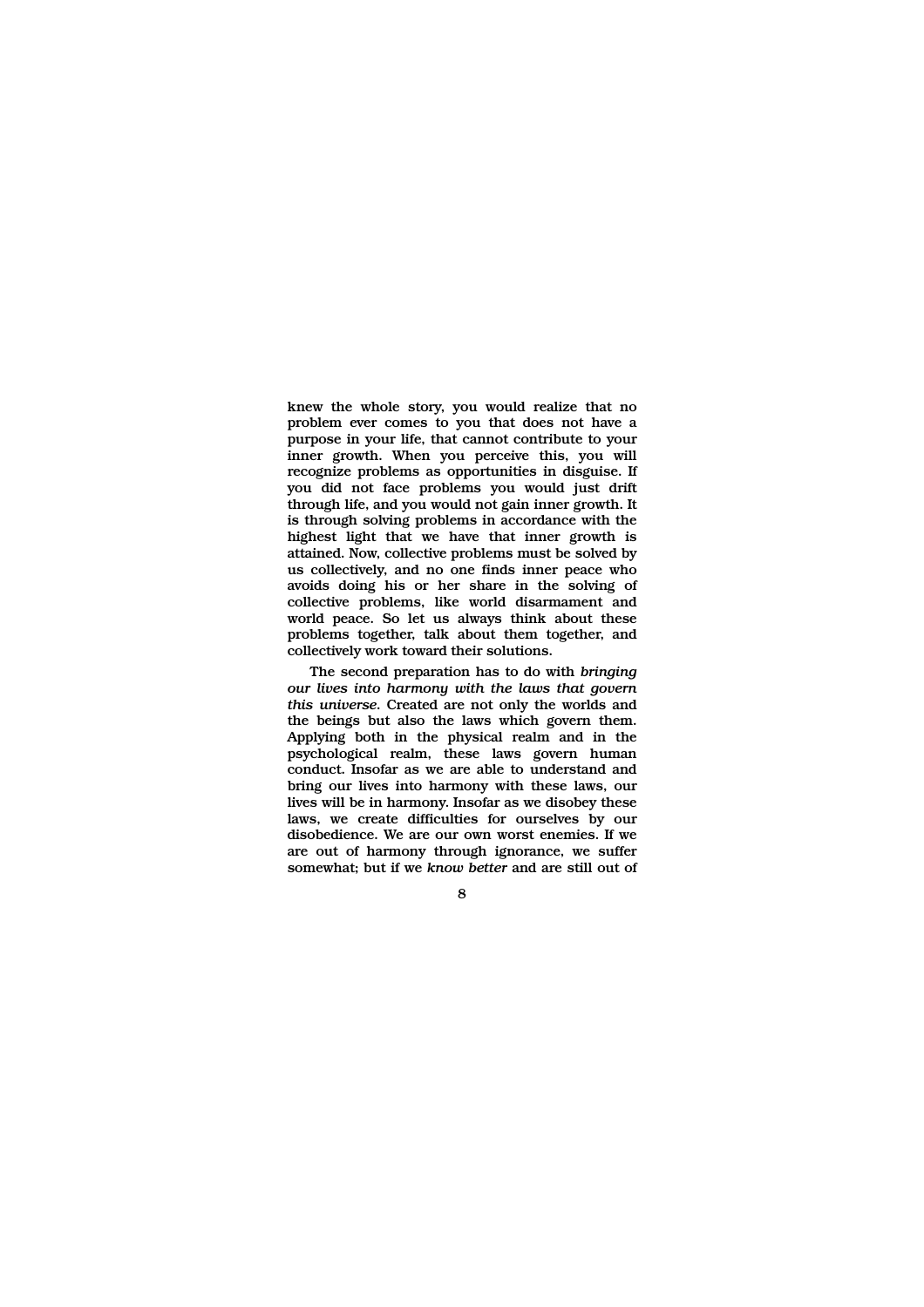knew the whole story, you would realize that no problem ever comes to you that does not have a purpose in your life, that cannot contribute to your inner growth. When you perceive this, you will recognize problems as opportunities in disguise. If you did not face problems you would just drift through life, and you would not gain inner growth. It is through solving problems in accordance with the highest light that we have that inner growth is attained. Now, collective problems must be solved by us collectively, and no one finds inner peace who avoids doing his or her share in the solving of collective problems, like world disarmament and world peace. So let us always think about these problems together, talk about them together, and collectively work toward their solutions.

The second preparation has to do with *bringing our lives into harmony with the laws that govern this universe.* Created are not only the worlds and the beings but also the laws which govern them. Applying both in the physical realm and in the psychological realm, these laws govern human conduct. Insofar as we are able to understand and bring our lives into harmony with these laws, our lives will be in harmony. Insofar as we disobey these laws, we create difficulties for ourselves by our disobedience. We are our own worst enemies. If we are out of harmony through ignorance, we suffer somewhat; but if we *know better* and are still out of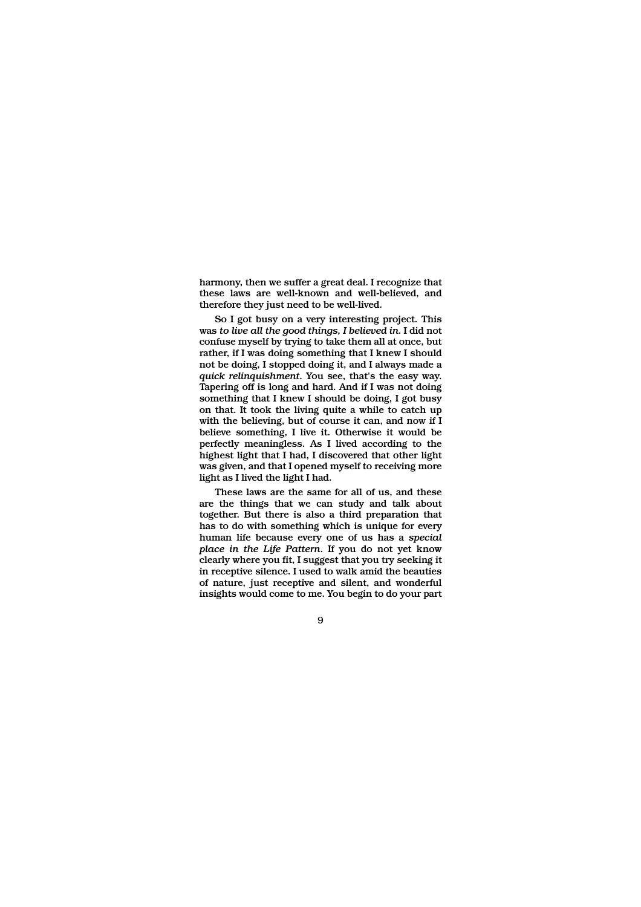harmony, then we suffer a great deal. I recognize that these laws are well-known and well-believed, and therefore they just need to be well-lived.

So I got busy on a very interesting project. This was *to live all the good things, I believed in*. I did not confuse myself by trying to take them all at once, but rather, if I was doing something that I knew I should not be doing, I stopped doing it, and I always made a *quick relinquishment*. You see, that's the easy way. Tapering off is long and hard. And if I was not doing something that I knew I should be doing, I got busy on that. It took the living quite a while to catch up with the believing, but of course it can, and now if I believe something, I live it. Otherwise it would be perfectly meaningless. As I lived according to the highest light that I had, I discovered that other light was given, and that I opened myself to receiving more light as I lived the light I had.

These laws are the same for all of us, and these are the things that we can study and talk about together. But there is also a third preparation that has to do with something which is unique for every human life because every one of us has a *special place in the Life Pattern*. If you do not yet know clearly where you fit, I suggest that you try seeking it in receptive silence. I used to walk amid the beauties of nature, just receptive and silent, and wonderful insights would come to me. You begin to do your part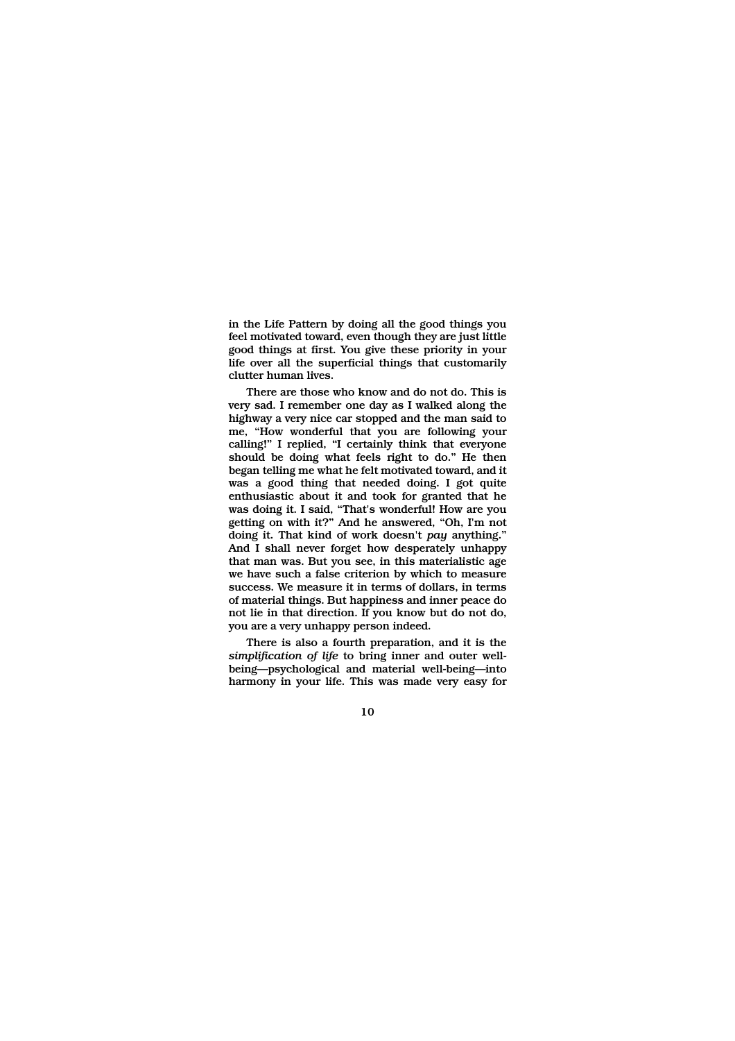in the Life Pattern by doing all the good things you feel motivated toward, even though they are just little good things at first. You give these priority in your life over all the superficial things that customarily clutter human lives.

There are those who know and do not do. This is very sad. I remember one day as I walked along the highway a very nice car stopped and the man said to me, "How wonderful that you are following your calling!" I replied, "I certainly think that everyone should be doing what feels right to do." He then began telling me what he felt motivated toward, and it was a good thing that needed doing. I got quite enthusiastic about it and took for granted that he was doing it. I said, "That's wonderful! How are you getting on with it?" And he answered, "Oh, I'm not doing it. That kind of work doesn't *pay* anything." And I shall never forget how desperately unhappy that man was. But you see, in this materialistic age we have such a false criterion by which to measure success. We measure it in terms of dollars, in terms of material things. But happiness and inner peace do not lie in that direction. If you know but do not do, you are a very unhappy person indeed.

There is also a fourth preparation, and it is the *simplification of life* to bring inner and outer well-being—psychological and material well-being—into harmony in your life. This was made very easy for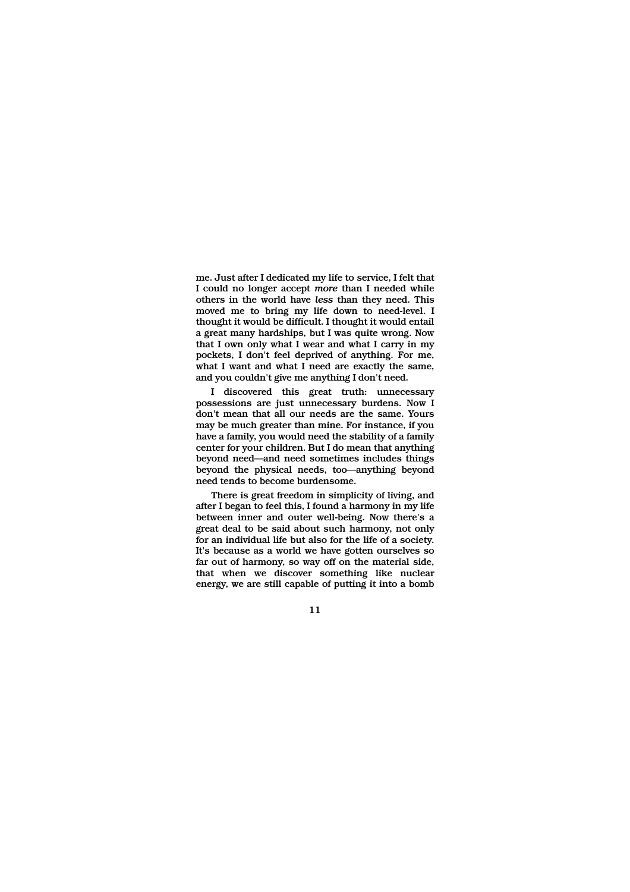me. Just after I dedicated my life to service, I felt that I could no longer accept *more* than I needed while others in the world have *less* than they need. This moved me to bring my life down to need-level. I thought it would be difficult. I thought it would entail a great many hardships, but I was quite wrong. Now that I own only what I wear and what I carry in my pockets, I don't feel deprived of anything. For me, what I want and what I need are exactly the same, and you couldn't give me anything I don't need.

I discovered this great truth: unnecessary possessions are just unnecessary burdens. Now I don't mean that all our needs are the same. Yours may be much greater than mine. For instance, if you have a family, you would need the stability of a family center for your children. But I do mean that anything beyond need—and need sometimes includes things beyond the physical needs, too—anything beyond need tends to become burdensome.

There is great freedom in simplicity of living, and after I began to feel this, I found a harmony in my life between inner and outer well-being. Now there's a great deal to be said about such harmony, not only for an individual life but also for the life of a society. It's because as a world we have gotten ourselves so far out of harmony, so way off on the material side, that when we discover something like nuclear energy, we are still capable of putting it into a bomb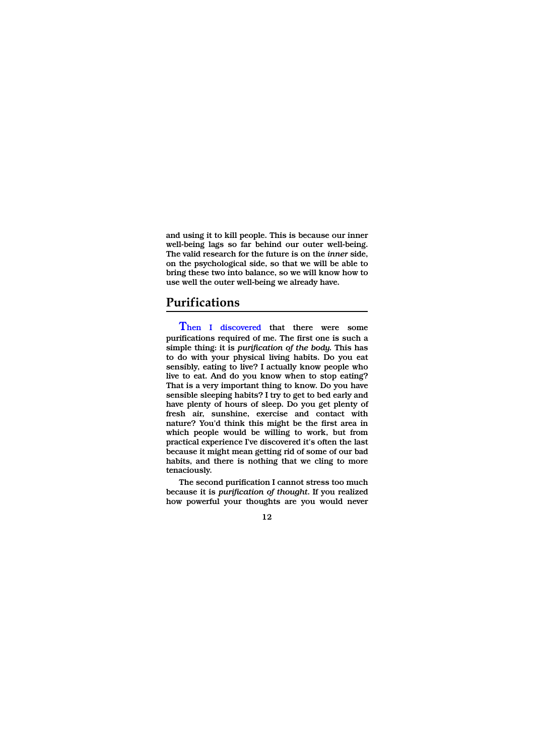and using it to kill people. This is because our inner well-being lags so far behind our outer well-being. The valid research for the future is on the *inner* side, on the psychological side, so that we will be able to bring these two into balance, so we will know how to use well the outer well-being we already have.

## Purifications

Then I discovered that there were some purifications required of me. The first one is such a simple thing: it is *purification of the body*. This has to do with your physical living habits. Do you eat sensibly, eating to live? I actually know people who live to eat. And do you know when to stop eating? That is a very important thing to know. Do you have sensible sleeping habits? I try to get to bed early and have plenty of hours of sleep. Do you get plenty of fresh air, sunshine, exercise and contact with nature? You'd think this might be the first area in which people would be willing to work, but from practical experience I've discovered it's often the last because it might mean getting rid of some of our bad habits, and there is nothing that we cling to more tenaciously.

The second purification I cannot stress too much because it is *purification of thought*. If you realized how powerful your thoughts are you would never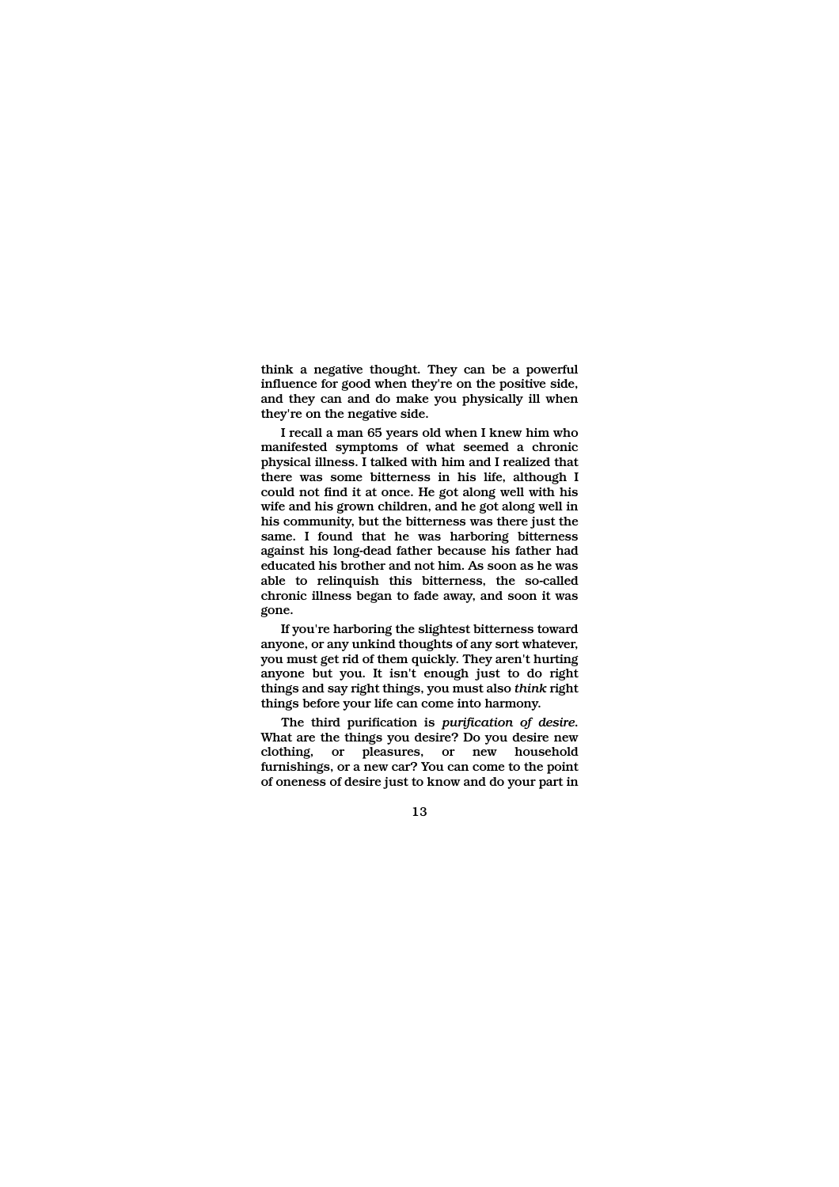think a negative thought. They can be a powerful influence for good when they're on the positive side, and they can and do make you physically ill when they're on the negative side.

I recall a man 65 years old when I knew him who manifested symptoms of what seemed a chronic physical illness. I talked with him and I realized that there was some bitterness in his life, although I could not find it at once. He got along well with his wife and his grown children, and he got along well in his community, but the bitterness was there just the same. I found that he was harboring bitterness against his long-dead father because his father had educated his brother and not him. As soon as he was able to relinquish this bitterness, the so-called chronic illness began to fade away, and soon it was gone.

If you're harboring the slightest bitterness toward anyone, or any unkind thoughts of any sort whatever, you must get rid of them quickly. They aren't hurting anyone but you. It isn't enough just to do right things and say right things, you must also *think* right things before your life can come into harmony.

The third purification is *purification of desire*. What are the things you desire? Do you desire new clothing, or pleasures, or new household furnishings, or a new car? You can come to the point of oneness of desire just to know and do your part in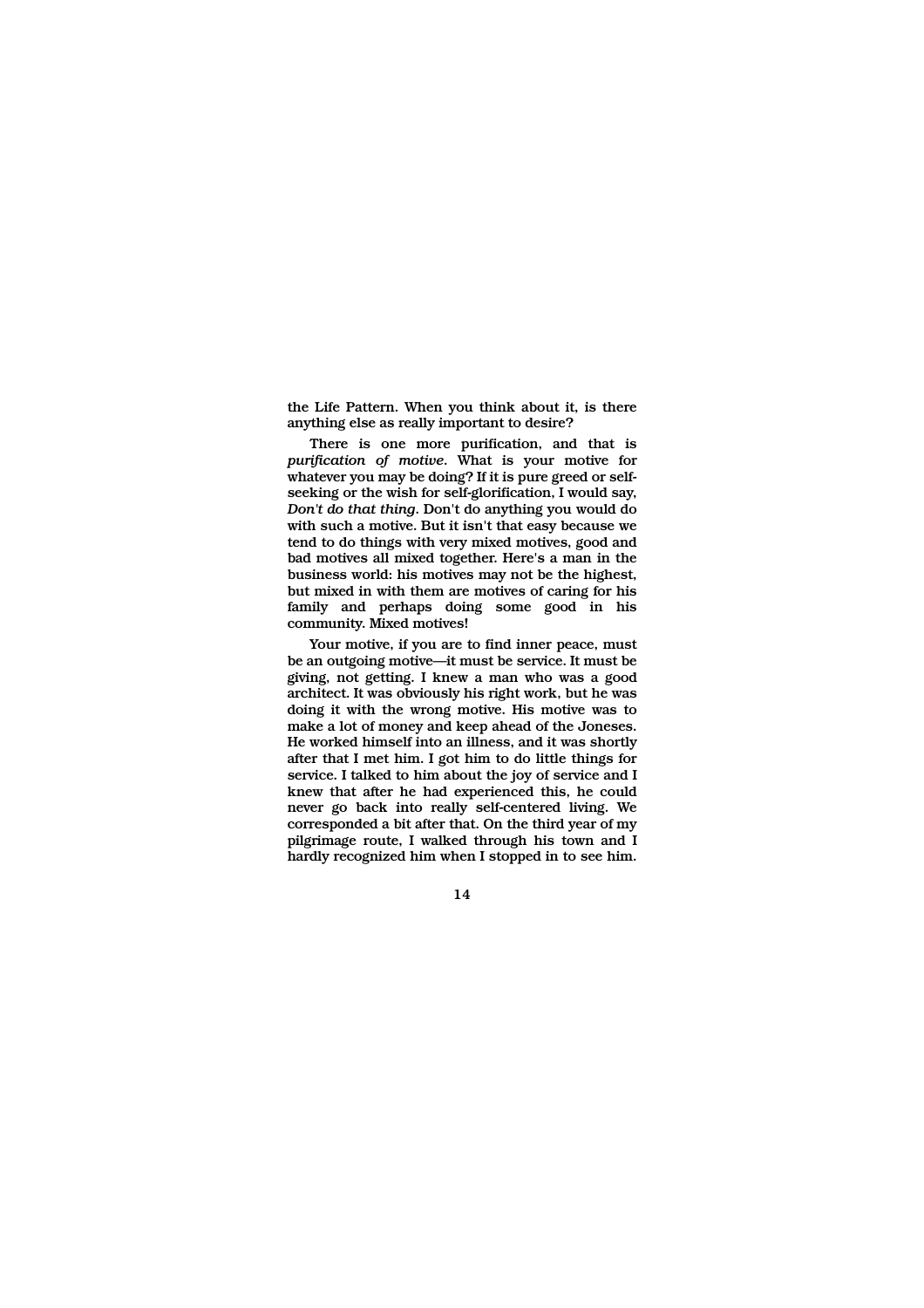the Life Pattern. When you think about it, is there anything else as really important to desire?

There is one more purification, and that is *purification of motive*. What is your motive for whatever you may be doing? If it is pure greed or self-seeking or the wish for self-glorification, I would say, *Don't do that thing*. Don't do anything you would do with such a motive. But it isn't that easy because we tend to do things with very mixed motives, good and bad motives all mixed together. Here's a man in the business world: his motives may not be the highest, but mixed in with them are motives of caring for his family and perhaps doing some good in his community. Mixed motives!

Your motive, if you are to find inner peace, must be an outgoing motive—it must be service. It must be giving, not getting. I knew a man who was a good architect. It was obviously his right work, but he was doing it with the wrong motive. His motive was to make a lot of money and keep ahead of the Joneses. He worked himself into an illness, and it was shortly after that I met him. I got him to do little things for service. I talked to him about the joy of service and I knew that after he had experienced this, he could never go back into really self-centered living. We corresponded a bit after that. On the third year of my pilgrimage route, I walked through his town and I hardly recognized him when I stopped in to see him.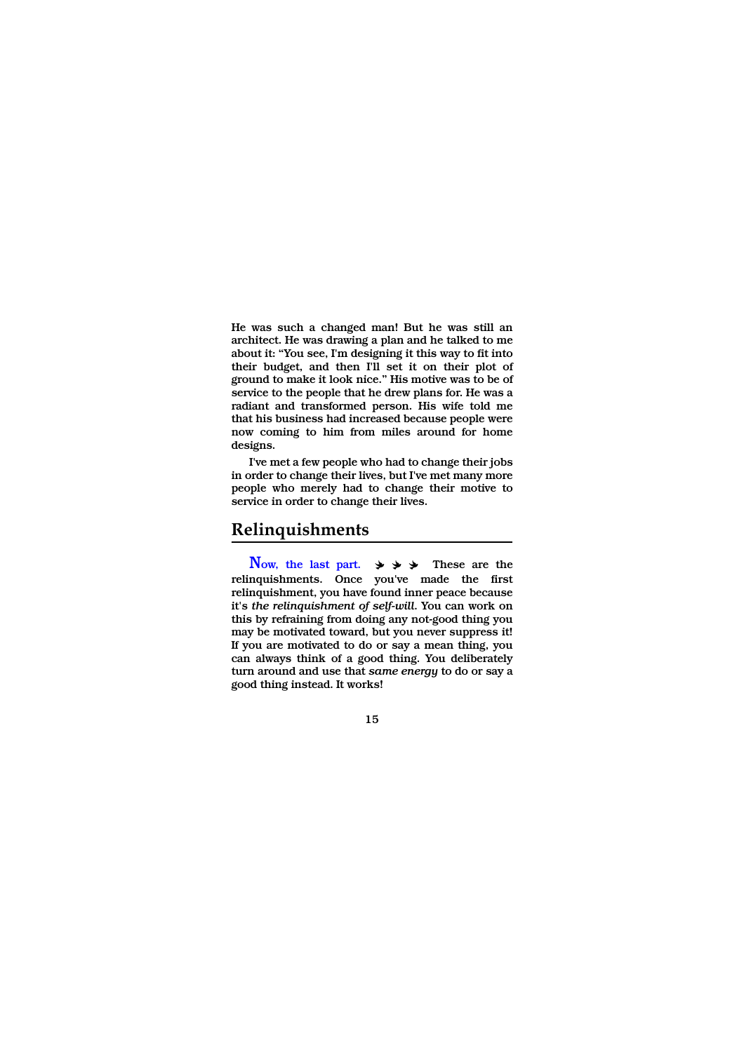He was such a changed man! But he was still an architect. He was drawing a plan and he talked to me about it: "You see, I'm designing it this way to fit into their budget, and then I'll set it on their plot of ground to make it look nice." His motive was to be of service to the people that he drew plans for. He was a radiant and transformed person. His wife told me that his business had increased because people were now coming to him from miles around for home designs.

I've met a few people who had to change their jobs in order to change their lives, but I've met many more people who merely had to change their motive to service in order to change their lives.

## Relinquishments

Now, the last part. ➤ ➤ ➤ These are the relinquishments. Once you've made the first relinquishment, you have found inner peace because it's *the relinquishment of self-will*. You can work on this by refraining from doing any not-good thing you may be motivated toward, but you never suppress it! If you are motivated to do or say a mean thing, you can always think of a good thing. You deliberately turn around and use that *same energy* to do or say a good thing instead. It works!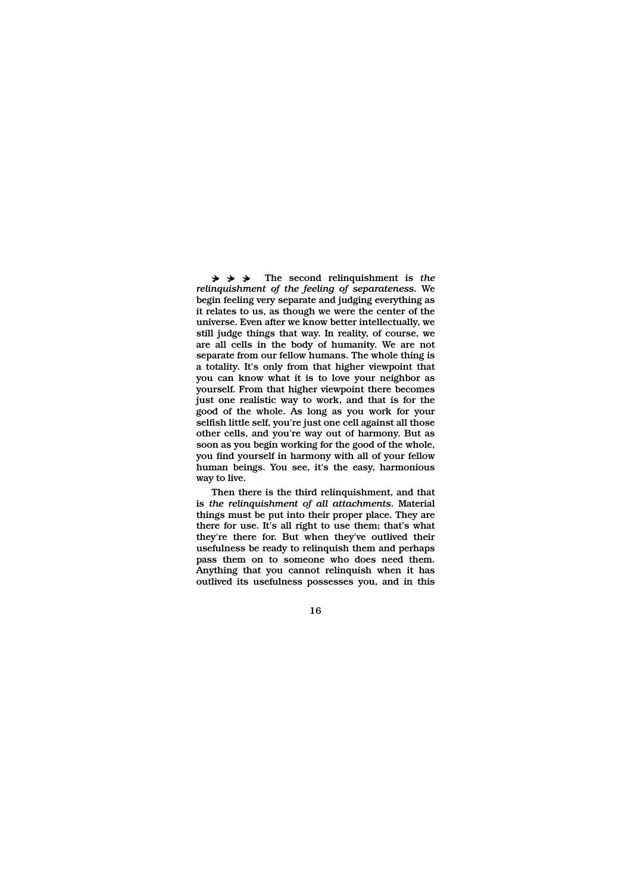➔ ➔ ➔ The second relinquishment is *the relinquishment of the feeling of separateness.* We begin feeling very separate and judging everything as it relates to us, as though we were the center of the universe. Even after we know better intellectually, we still judge things that way. In reality, of course, we are all cells in the body of humanity. We are not separate from our fellow humans. The whole thing is a totality. It's only from that higher viewpoint that you can know what it is to love your neighbor as yourself. From that higher viewpoint there becomes just one realistic way to work, and that is for the good of the whole. As long as you work for your selfish little self, you're just one cell against all those other cells, and you're way out of harmony. But as soon as you begin working for the good of the whole, you find yourself in harmony with all of your fellow human beings. You see, it's the easy, harmonious way to live.

Then there is the third relinquishment, and that is *the relinquishment of all attachments.* Material things must be put into their proper place. They are there for use. It's all right to use them; that's what they're there for. But when they've outlived their usefulness be ready to relinquish them and perhaps pass them on to someone who does need them. Anything that you cannot relinquish when it has outlived its usefulness possesses you, and in this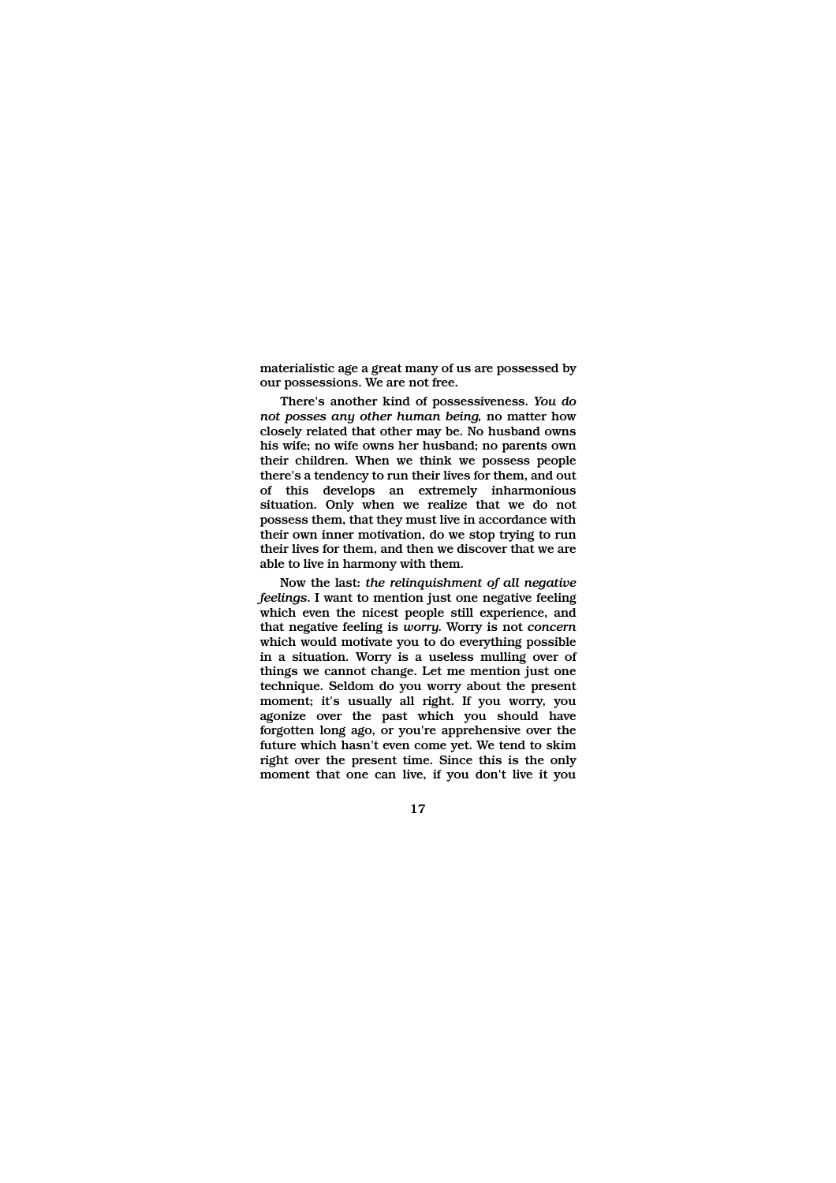materialistic age a great many of us are possessed by our possessions. We are not free.

There's another kind of possessiveness. *You do not posses any other human being,* no matter how closely related that other may be. No husband owns his wife; no wife owns her husband; no parents own their children. When we think we possess people there's a tendency to run their lives for them, and out of this develops an extremely inharmonious situation. Only when we realize that we do not possess them, that they must live in accordance with their own inner motivation, do we stop trying to run their lives for them, and then we discover that we are able to live in harmony with them.

Now the last: *the relinquishment of all negative feelings*. I want to mention just one negative feeling which even the nicest people still experience, and that negative feeling is *worry*. Worry is not *concern* which would motivate you to do everything possible in a situation. Worry is a useless mulling over of things we cannot change. Let me mention just one technique. Seldom do you worry about the present moment; it's usually all right. If you worry, you agonize over the past which you should have forgotten long ago, or you're apprehensive over the future which hasn't even come yet. We tend to skim right over the present time. Since this is the only moment that one can live, if you don't live it you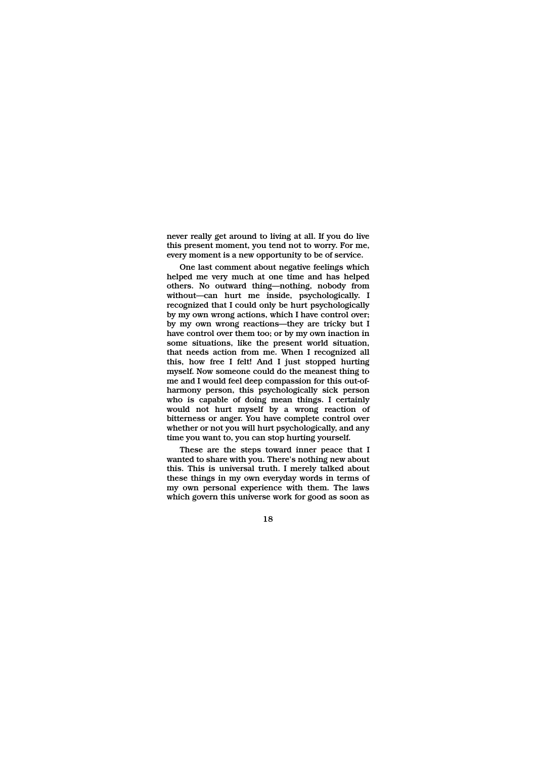never really get around to living at all. If you do live this present moment, you tend not to worry. For me, every moment is a new opportunity to be of service.

One last comment about negative feelings which helped me very much at one time and has helped others. No outward thing—nothing, nobody from without—can hurt me inside, psychologically. I recognized that I could only be hurt psychologically by my own wrong actions, which I have control over; by my own wrong reactions—they are tricky but I have control over them too; or by my own inaction in some situations, like the present world situation, that needs action from me. When I recognized all this, how free I felt! And I just stopped hurting myself. Now someone could do the meanest thing to me and I would feel deep compassion for this out-of-harmony person, this psychologically sick person who is capable of doing mean things. I certainly would not hurt myself by a wrong reaction of bitterness or anger. You have complete control over whether or not you will hurt psychologically, and any time you want to, you can stop hurting yourself.

These are the steps toward inner peace that I wanted to share with you. There's nothing new about this. This is universal truth. I merely talked about these things in my own everyday words in terms of my own personal experience with them. The laws which govern this universe work for good as soon as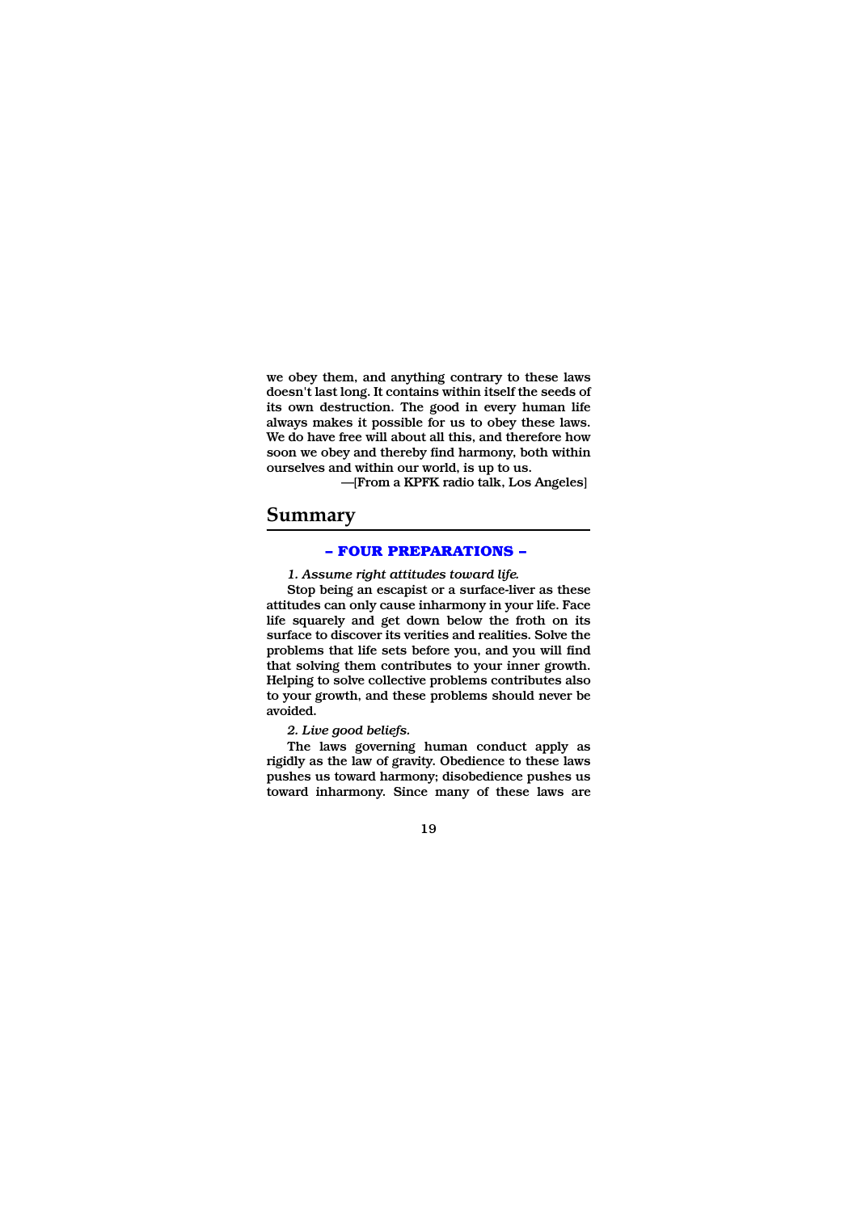we obey them, and anything contrary to these laws doesn't last long. It contains within itself the seeds of its own destruction. The good in every human life always makes it possible for us to obey these laws. We do have free will about all this, and therefore how soon we obey and thereby find harmony, both within ourselves and within our world, is up to us.

—[From a KPFK radio talk, Los Angeles]

## Summary

### – FOUR PREPARATIONS –

*1. Assume right attitudes toward life.*

Stop being an escapist or a surface-liver as these attitudes can only cause inharmony in your life. Face life squarely and get down below the froth on its surface to discover its verities and realities. Solve the problems that life sets before you, and you will find that solving them contributes to your inner growth. Helping to solve collective problems contributes also to your growth, and these problems should never be avoided.

*2. Live good beliefs.*

The laws governing human conduct apply as rigidly as the law of gravity. Obedience to these laws pushes us toward harmony; disobedience pushes us toward inharmony. Since many of these laws are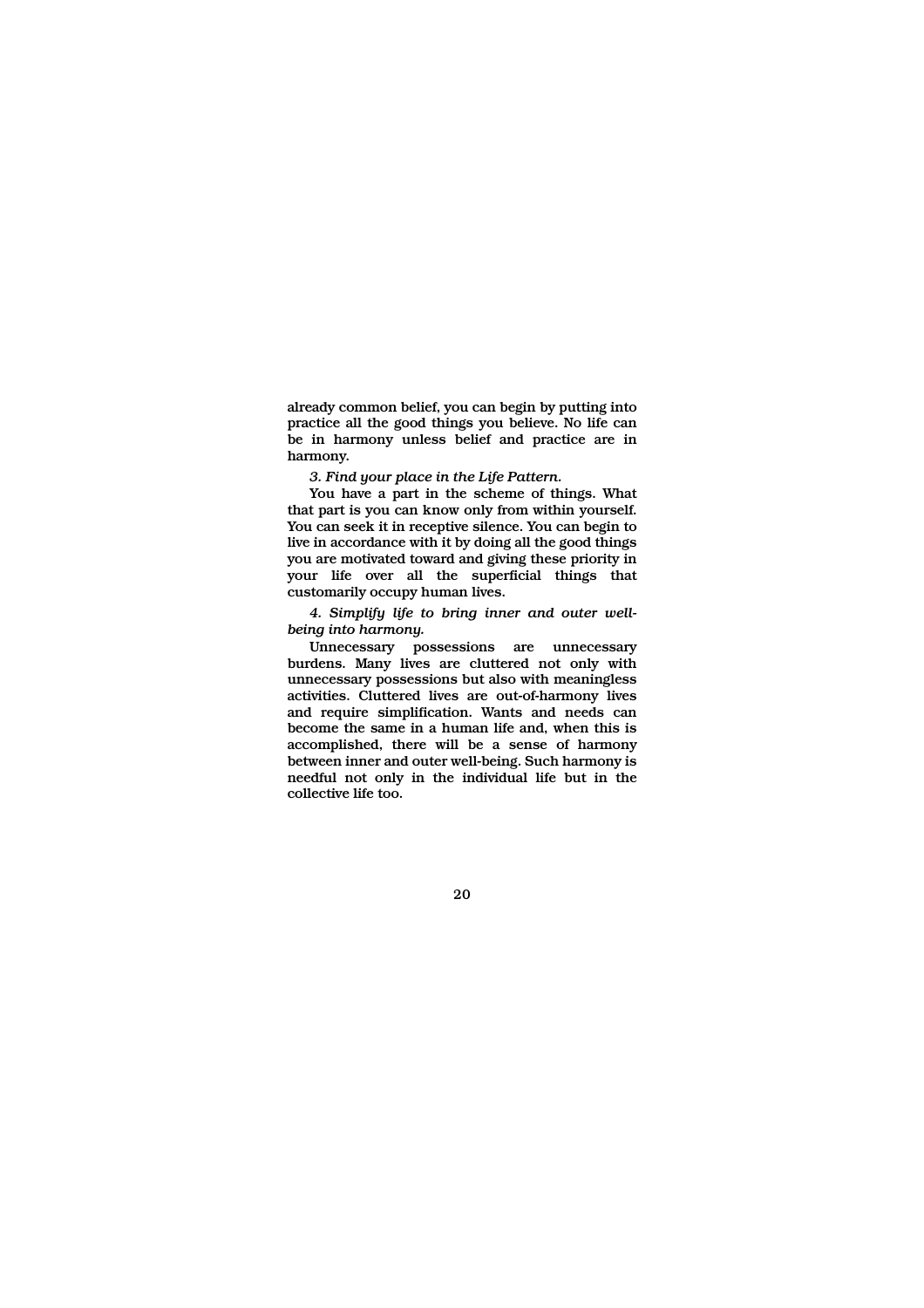already common belief, you can begin by putting into practice all the good things you believe. No life can be in harmony unless belief and practice are in harmony.

*3. Find your place in the Life Pattern.*

You have a part in the scheme of things. What that part is you can know only from within yourself. You can seek it in receptive silence. You can begin to live in accordance with it by doing all the good things you are motivated toward and giving these priority in your life over all the superficial things that customarily occupy human lives.

*4. Simplify life to bring inner and outer well-being into harmony.*

Unnecessary possessions are unnecessary burdens. Many lives are cluttered not only with unnecessary possessions but also with meaningless activities. Cluttered lives are out-of-harmony lives and require simplification. Wants and needs can become the same in a human life and, when this is accomplished, there will be a sense of harmony between inner and outer well-being. Such harmony is needful not only in the individual life but in the collective life too.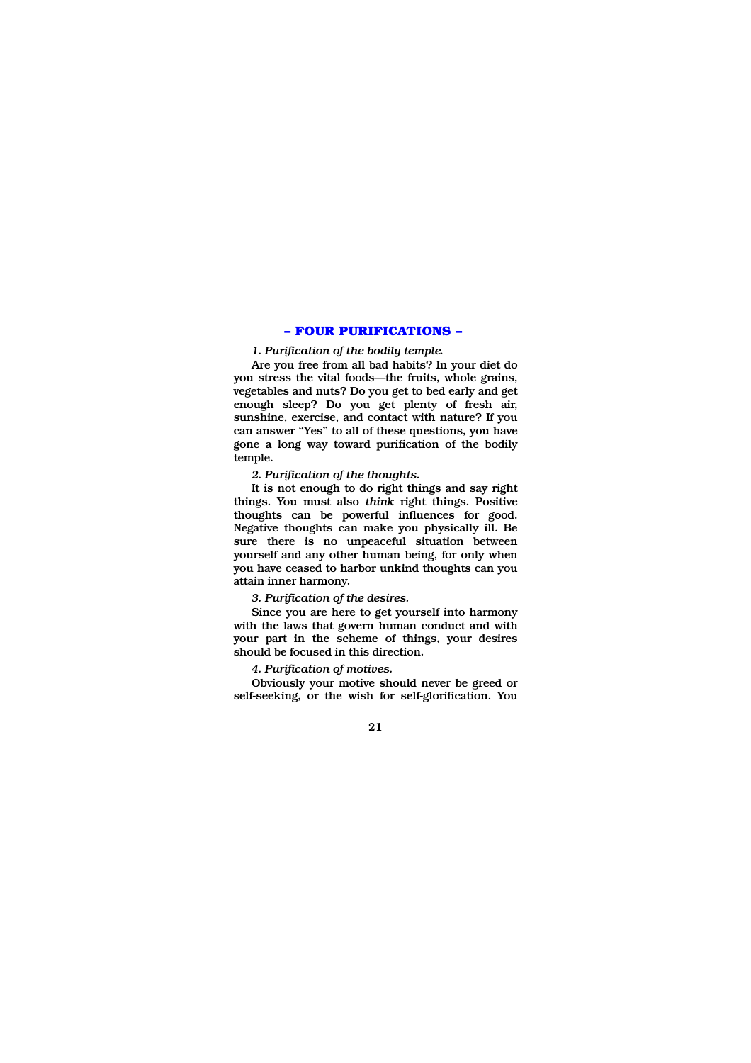## – FOUR PURIFICATIONS –

*1. Purification of the bodily temple.*

Are you free from all bad habits? In your diet do you stress the vital foods—the fruits, whole grains, vegetables and nuts? Do you get to bed early and get enough sleep? Do you get plenty of fresh air, sunshine, exercise, and contact with nature? If you can answer "Yes" to all of these questions, you have gone a long way toward purification of the bodily temple.

*2. Purification of the thoughts.*

It is not enough to do right things and say right things. You must also *think* right things. Positive thoughts can be powerful influences for good. Negative thoughts can make you physically ill. Be sure there is no unpeaceful situation between yourself and any other human being, for only when you have ceased to harbor unkind thoughts can you attain inner harmony.

*3. Purification of the desires.*

Since you are here to get yourself into harmony with the laws that govern human conduct and with your part in the scheme of things, your desires should be focused in this direction.

*4. Purification of motives.*

Obviously your motive should never be greed or self-seeking, or the wish for self-glorification. You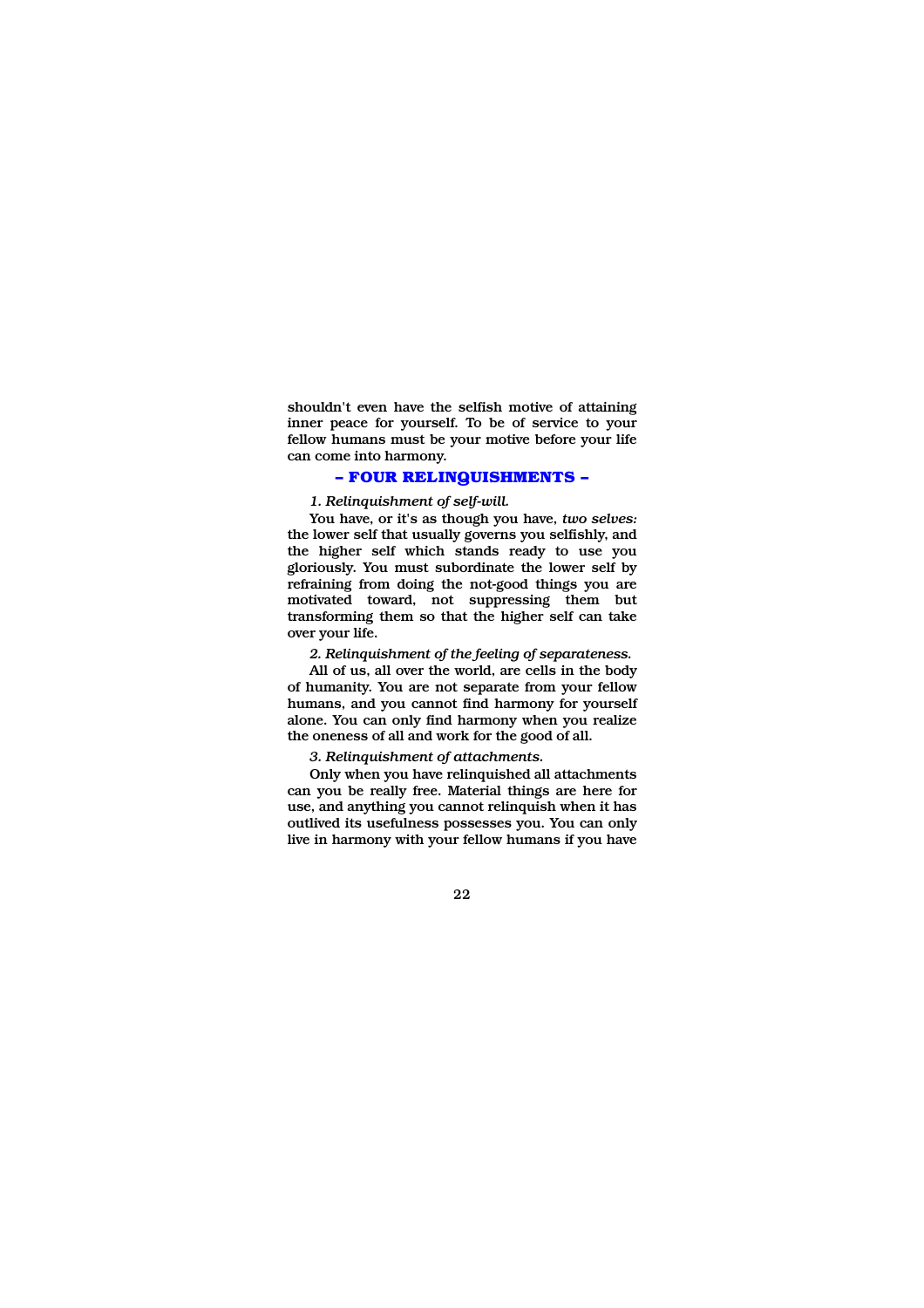shouldn't even have the selfish motive of attaining inner peace for yourself. To be of service to your fellow humans must be your motive before your life can come into harmony.

## – FOUR RELINQUISHMENTS –

*1. Relinquishment of self-will.*

You have, or it's as though you have, *two selves:* the lower self that usually governs you selfishly, and the higher self which stands ready to use you gloriously. You must subordinate the lower self by refraining from doing the not-good things you are motivated toward, not suppressing them but transforming them so that the higher self can take over your life.

*2. Relinquishment of the feeling of separateness.*

All of us, all over the world, are cells in the body of humanity. You are not separate from your fellow humans, and you cannot find harmony for yourself alone. You can only find harmony when you realize the oneness of all and work for the good of all.

*3. Relinquishment of attachments.*

Only when you have relinquished all attachments can you be really free. Material things are here for use, and anything you cannot relinquish when it has outlived its usefulness possesses you. You can only live in harmony with your fellow humans if you have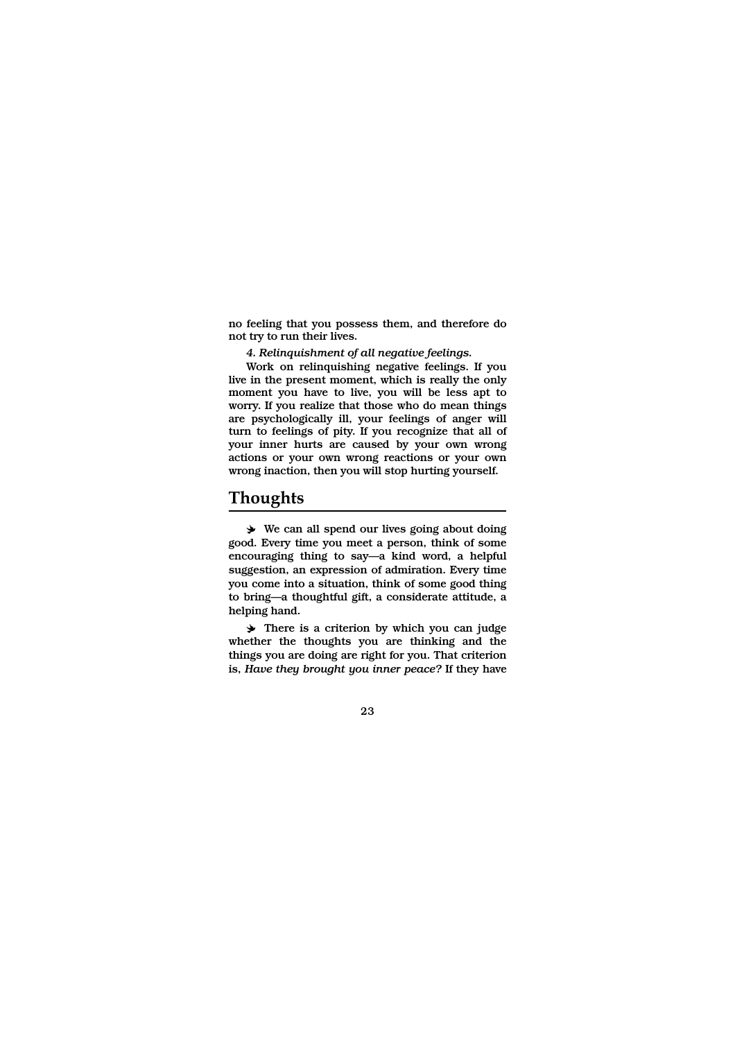no feeling that you possess them, and therefore do not try to run their lives.

*4. Relinquishment of all negative feelings.*

Work on relinquishing negative feelings. If you live in the present moment, which is really the only moment you have to live, you will be less apt to worry. If you realize that those who do mean things are psychologically ill, your feelings of anger will turn to feelings of pity. If you recognize that all of your inner hurts are caused by your own wrong actions or your own wrong reactions or your own wrong inaction, then you will stop hurting yourself.

## Thoughts

➢ We can all spend our lives going about doing good. Every time you meet a person, think of some encouraging thing to say—a kind word, a helpful suggestion, an expression of admiration. Every time you come into a situation, think of some good thing to bring—a thoughtful gift, a considerate attitude, a helping hand.

➢ There is a criterion by which you can judge whether the thoughts you are thinking and the things you are doing are right for you. That criterion is, *Have they brought you inner peace?* If they have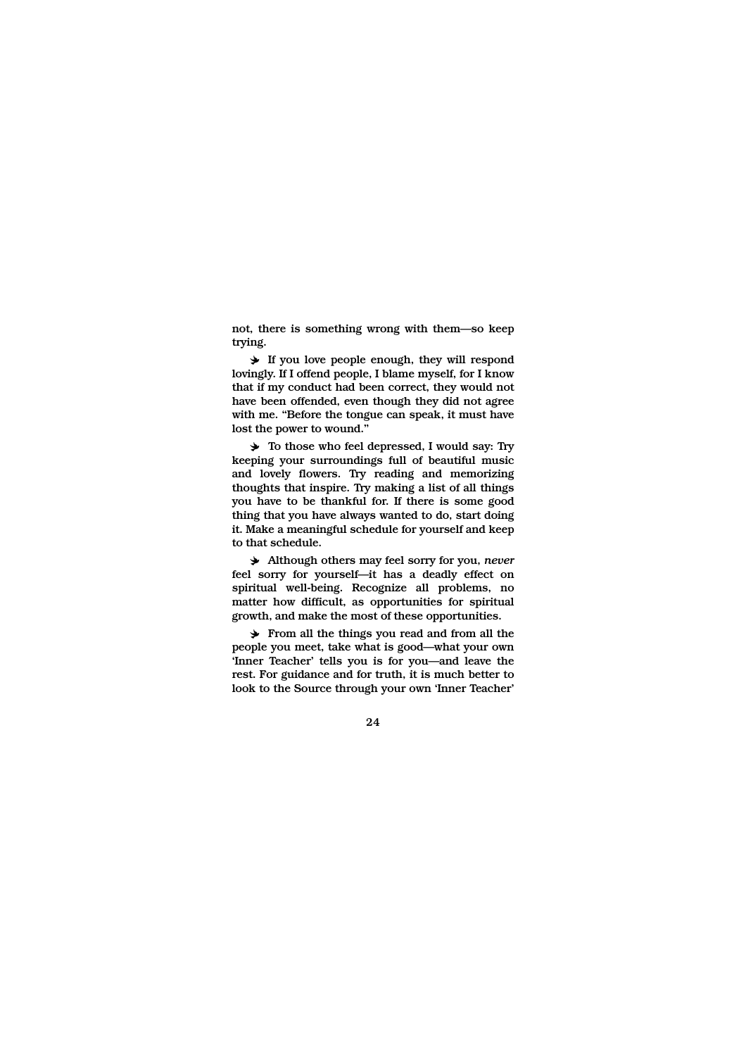not, there is something wrong with them—so keep trying.

➻ If you love people enough, they will respond lovingly. If I offend people, I blame myself, for I know that if my conduct had been correct, they would not have been offended, even though they did not agree with me. "Before the tongue can speak, it must have lost the power to wound."

➻ To those who feel depressed, I would say: Try keeping your surroundings full of beautiful music and lovely flowers. Try reading and memorizing thoughts that inspire. Try making a list of all things you have to be thankful for. If there is some good thing that you have always wanted to do, start doing it. Make a meaningful schedule for yourself and keep to that schedule.

➻ Although others may feel sorry for you, *never* feel sorry for yourself—it has a deadly effect on spiritual well-being. Recognize all problems, no matter how difficult, as opportunities for spiritual growth, and make the most of these opportunities.

➻ From all the things you read and from all the people you meet, take what is good—what your own 'Inner Teacher' tells you is for you—and leave the rest. For guidance and for truth, it is much better to look to the Source through your own 'Inner Teacher'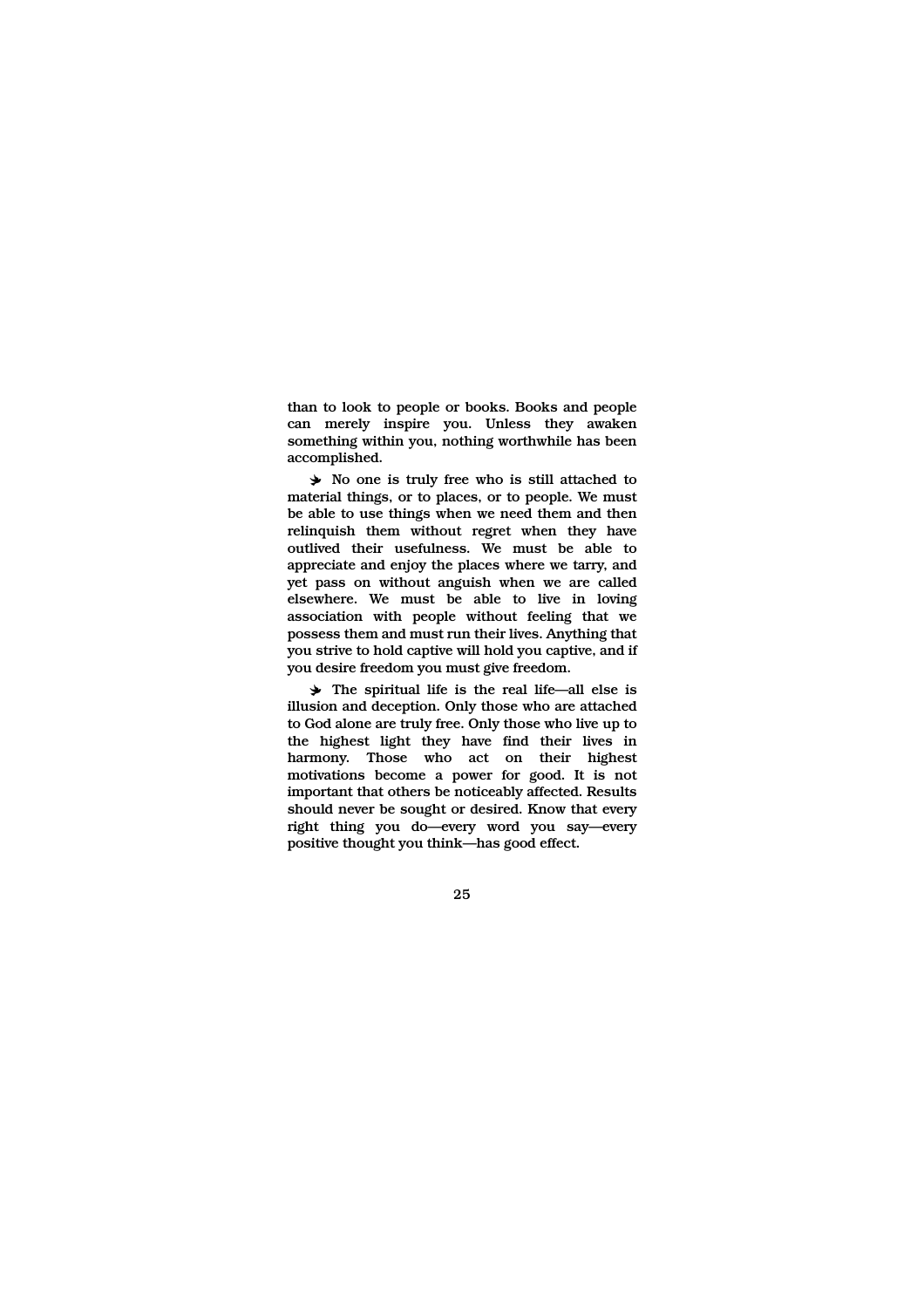than to look to people or books. Books and people can merely inspire you. Unless they awaken something within you, nothing worthwhile has been accomplished.

➔ No one is truly free who is still attached to material things, or to places, or to people. We must be able to use things when we need them and then relinquish them without regret when they have outlived their usefulness. We must be able to appreciate and enjoy the places where we tarry, and yet pass on without anguish when we are called elsewhere. We must be able to live in loving association with people without feeling that we possess them and must run their lives. Anything that you strive to hold captive will hold you captive, and if you desire freedom you must give freedom.

➔ The spiritual life is the real life—all else is illusion and deception. Only those who are attached to God alone are truly free. Only those who live up to the highest light they have find their lives in harmony. Those who act on their highest motivations become a power for good. It is not important that others be noticeably affected. Results should never be sought or desired. Know that every right thing you do—every word you say—every positive thought you think—has good effect.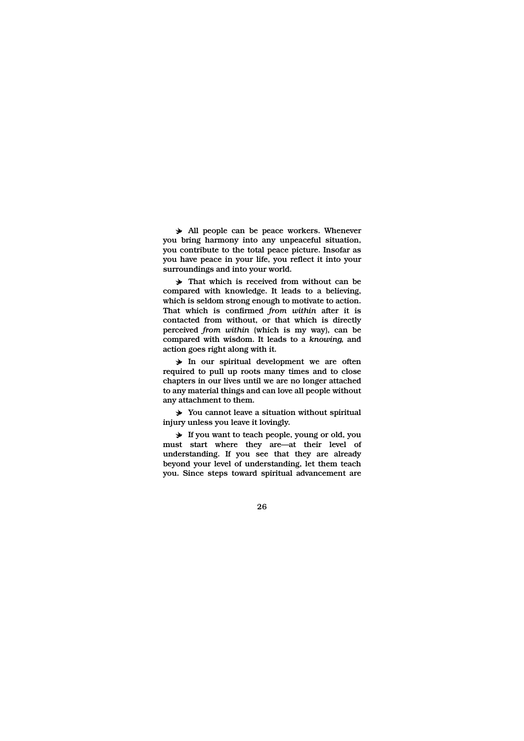All people can be peace workers. Whenever you bring harmony into any unpeaceful situation, you contribute to the total peace picture. Insofar as you have peace in your life, you reflect it into your surroundings and into your world.

That which is received from without can be compared with knowledge. It leads to a believing, which is seldom strong enough to motivate to action. That which is confirmed *from within* after it is contacted from without, or that which is directly perceived *from within* (which is my way), can be compared with wisdom. It leads to a *knowing,* and action goes right along with it.

In our spiritual development we are often required to pull up roots many times and to close chapters in our lives until we are no longer attached to any material things and can love all people without any attachment to them.

You cannot leave a situation without spiritual injury unless you leave it lovingly.

If you want to teach people, young or old, you must start where they are—at their level of understanding. If you see that they are already beyond your level of understanding, let them teach you. Since steps toward spiritual advancement are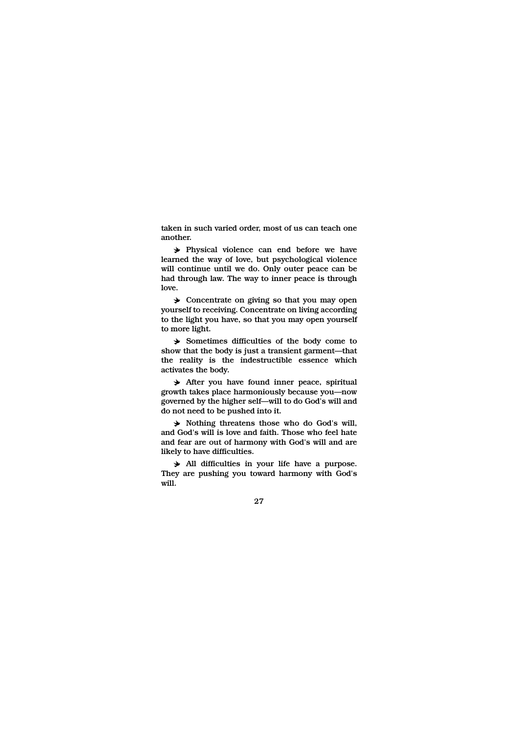taken in such varied order, most of us can teach one another.

➔ Physical violence can end before we have learned the way of love, but psychological violence will continue until we do. Only outer peace can be had through law. The way to inner peace is through love.

➔ Concentrate on giving so that you may open yourself to receiving. Concentrate on living according to the light you have, so that you may open yourself to more light.

➔ Sometimes difficulties of the body come to show that the body is just a transient garment—that the reality is the indestructible essence which activates the body.

➔ After you have found inner peace, spiritual growth takes place harmoniously because you—now governed by the higher self—will to do God's will and do not need to be pushed into it.

➔ Nothing threatens those who do God's will, and God's will is love and faith. Those who feel hate and fear are out of harmony with God's will and are likely to have difficulties.

➔ All difficulties in your life have a purpose. They are pushing you toward harmony with God's will.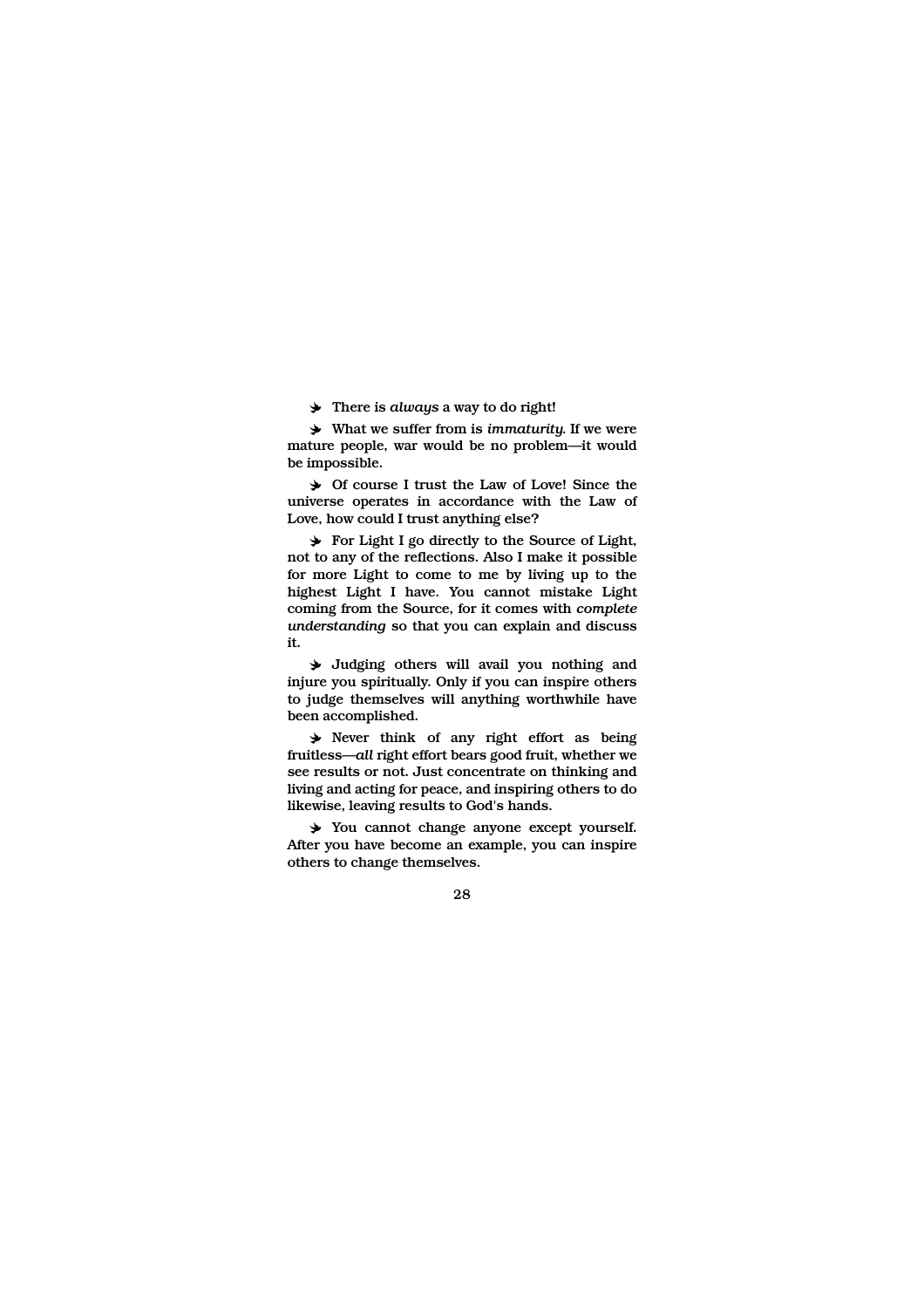- There is *always* a way to do right!

- What we suffer from is *immaturity*. If we were mature people, war would be no problem—it would be impossible.

- Of course I trust the Law of Love! Since the universe operates in accordance with the Law of Love, how could I trust anything else?

- For Light I go directly to the Source of Light, not to any of the reflections. Also I make it possible for more Light to come to me by living up to the highest Light I have. You cannot mistake Light coming from the Source, for it comes with *complete understanding* so that you can explain and discuss it.

- Judging others will avail you nothing and injure you spiritually. Only if you can inspire others to judge themselves will anything worthwhile have been accomplished.

- Never think of any right effort as being fruitless—*all* right effort bears good fruit, whether we see results or not. Just concentrate on thinking and living and acting for peace, and inspiring others to do likewise, leaving results to God's hands.

- You cannot change anyone except yourself. After you have become an example, you can inspire others to change themselves.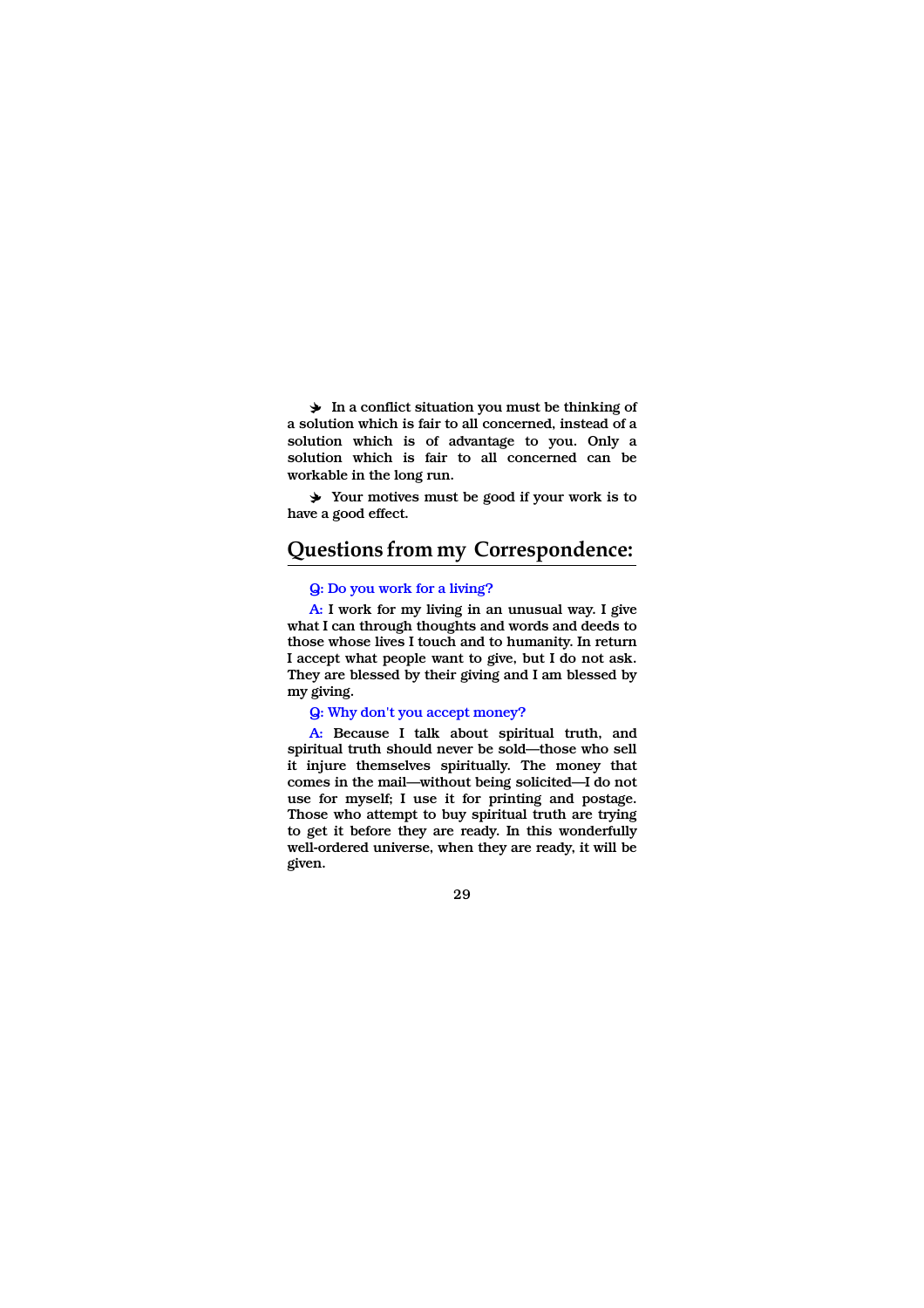➤ In a conflict situation you must be thinking of a solution which is fair to all concerned, instead of a solution which is of advantage to you. Only a solution which is fair to all concerned can be workable in the long run.

➤ Your motives must be good if your work is to have a good effect.

## Questions from my Correspondence:

Q: Do you work for a living?

A: I work for my living in an unusual way. I give what I can through thoughts and words and deeds to those whose lives I touch and to humanity. In return I accept what people want to give, but I do not ask. They are blessed by their giving and I am blessed by my giving.

Q: Why don't you accept money?

A: Because I talk about spiritual truth, and spiritual truth should never be sold—those who sell it injure themselves spiritually. The money that comes in the mail—without being solicited—I do not use for myself; I use it for printing and postage. Those who attempt to buy spiritual truth are trying to get it before they are ready. In this wonderfully well-ordered universe, when they are ready, it will be given.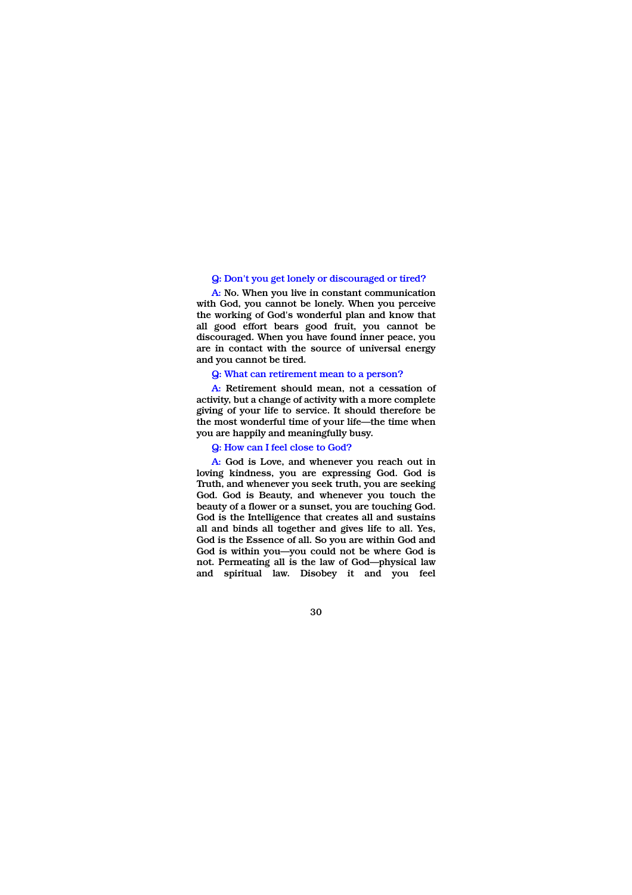**Q: Don't you get lonely or discouraged or tired?**

A: No. When you live in constant communication with God, you cannot be lonely. When you perceive the working of God's wonderful plan and know that all good effort bears good fruit, you cannot be discouraged. When you have found inner peace, you are in contact with the source of universal energy and you cannot be tired.

**Q: What can retirement mean to a person?**

A: Retirement should mean, not a cessation of activity, but a change of activity with a more complete giving of your life to service. It should therefore be the most wonderful time of your life—the time when you are happily and meaningfully busy.

**Q: How can I feel close to God?**

A: God is Love, and whenever you reach out in loving kindness, you are expressing God. God is Truth, and whenever you seek truth, you are seeking God. God is Beauty, and whenever you touch the beauty of a flower or a sunset, you are touching God. God is the Intelligence that creates all and sustains all and binds all together and gives life to all. Yes, God is the Essence of all. So you are within God and God is within you—you could not be where God is not. Permeating all is the law of God—physical law and spiritual law. Disobey it and you feel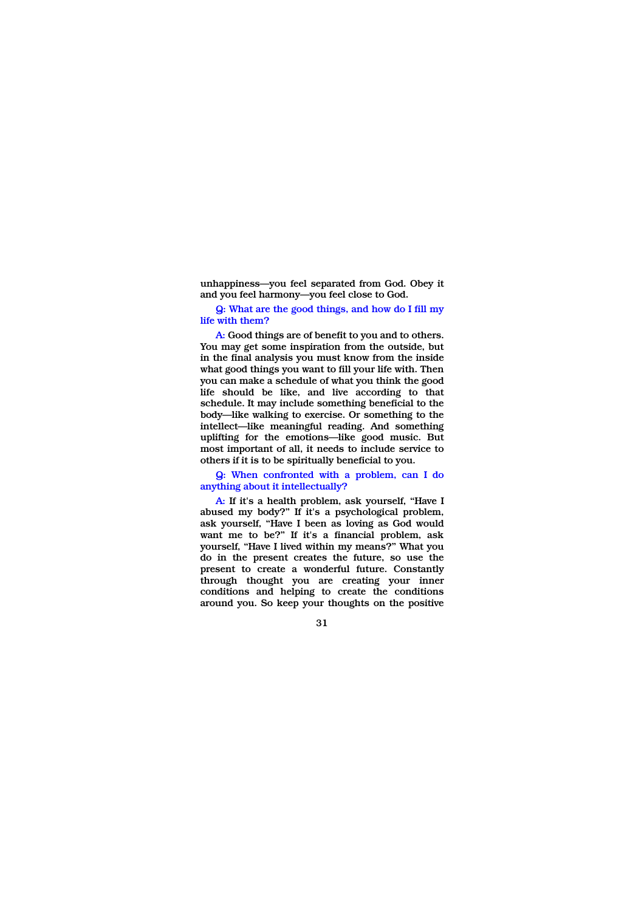unhappiness—you feel separated from God. Obey it and you feel harmony—you feel close to God.

**Q: What are the good things, and how do I fill my life with them?**

**A:** Good things are of benefit to you and to others. You may get some inspiration from the outside, but in the final analysis you must know from the inside what good things you want to fill your life with. Then you can make a schedule of what you think the good life should be like, and live according to that schedule. It may include something beneficial to the body—like walking to exercise. Or something to the intellect—like meaningful reading. And something uplifting for the emotions—like good music. But most important of all, it needs to include service to others if it is to be spiritually beneficial to you.

**Q: When confronted with a problem, can I do anything about it intellectually?**

**A:** If it's a health problem, ask yourself, "Have I abused my body?" If it's a psychological problem, ask yourself, "Have I been as loving as God would want me to be?" If it's a financial problem, ask yourself, "Have I lived within my means?" What you do in the present creates the future, so use the present to create a wonderful future. Constantly through thought you are creating your inner conditions and helping to create the conditions around you. So keep your thoughts on the positive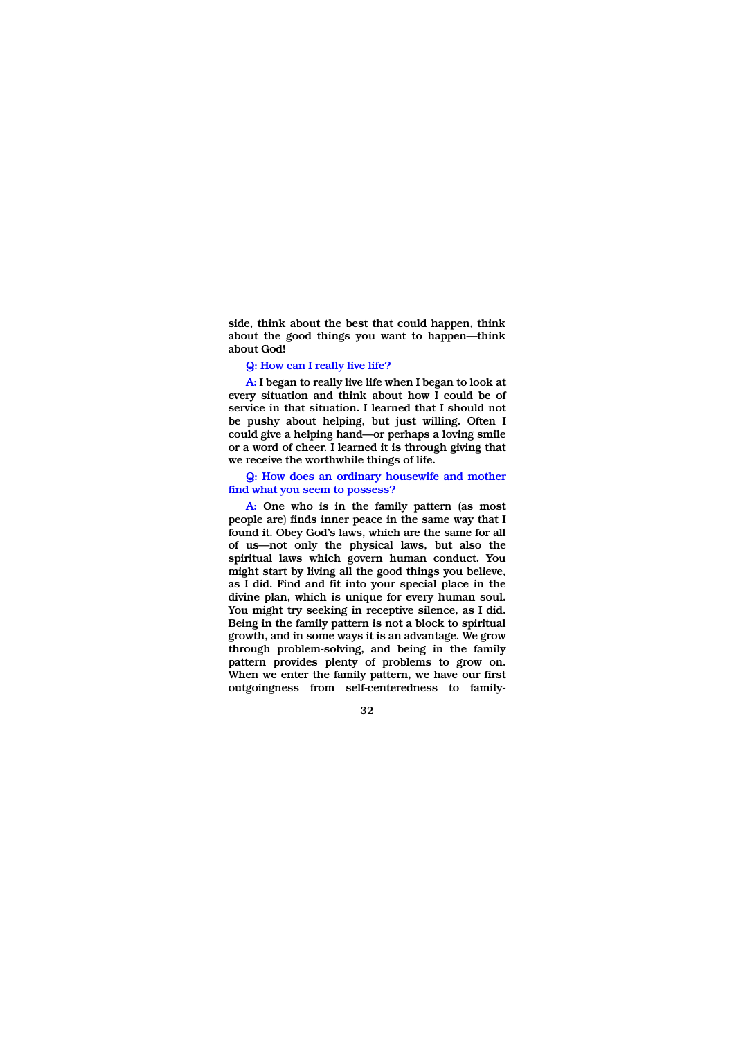side, think about the best that could happen, think about the good things you want to happen—think about God!

**Q: How can I really live life?**

A: I began to really live life when I began to look at every situation and think about how I could be of service in that situation. I learned that I should not be pushy about helping, but just willing. Often I could give a helping hand—or perhaps a loving smile or a word of cheer. I learned it is through giving that we receive the worthwhile things of life.

**Q: How does an ordinary housewife and mother find what you seem to possess?**

A: One who is in the family pattern (as most people are) finds inner peace in the same way that I found it. Obey God's laws, which are the same for all of us—not only the physical laws, but also the spiritual laws which govern human conduct. You might start by living all the good things you believe, as I did. Find and fit into your special place in the divine plan, which is unique for every human soul. You might try seeking in receptive silence, as I did. Being in the family pattern is not a block to spiritual growth, and in some ways it is an advantage. We grow through problem-solving, and being in the family pattern provides plenty of problems to grow on. When we enter the family pattern, we have our first outgoingness from self-centeredness to family-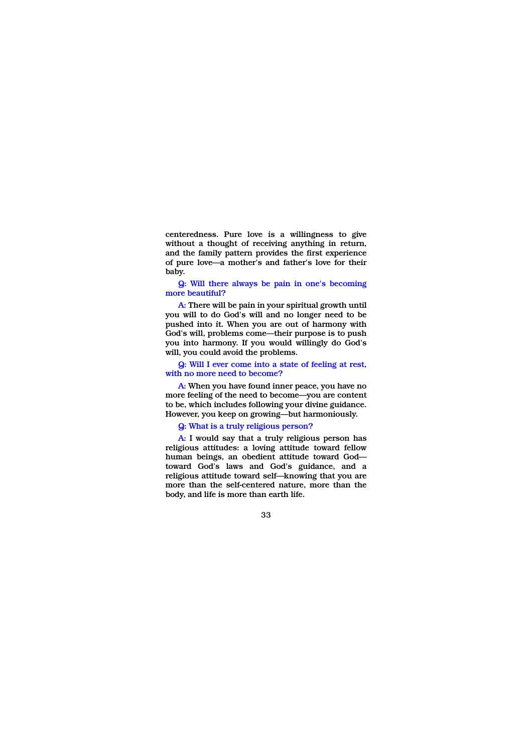centeredness. Pure love is a willingness to give without a thought of receiving anything in return, and the family pattern provides the first experience of pure love—a mother's and father's love for their baby.

**Q: Will there always be pain in one's becoming more beautiful?**

A: There will be pain in your spiritual growth until you will to do God's will and no longer need to be pushed into it. When you are out of harmony with God's will, problems come—their purpose is to push you into harmony. If you would willingly do God's will, you could avoid the problems.

**Q: Will I ever come into a state of feeling at rest, with no more need to become?**

A: When you have found inner peace, you have no more feeling of the need to become—you are content to be, which includes following your divine guidance. However, you keep on growing—but harmoniously.

**Q: What is a truly religious person?**

A: I would say that a truly religious person has religious attitudes: a loving attitude toward fellow human beings, an obedient attitude toward God—toward God's laws and God's guidance, and a religious attitude toward self—knowing that you are more than the self-centered nature, more than the body, and life is more than earth life.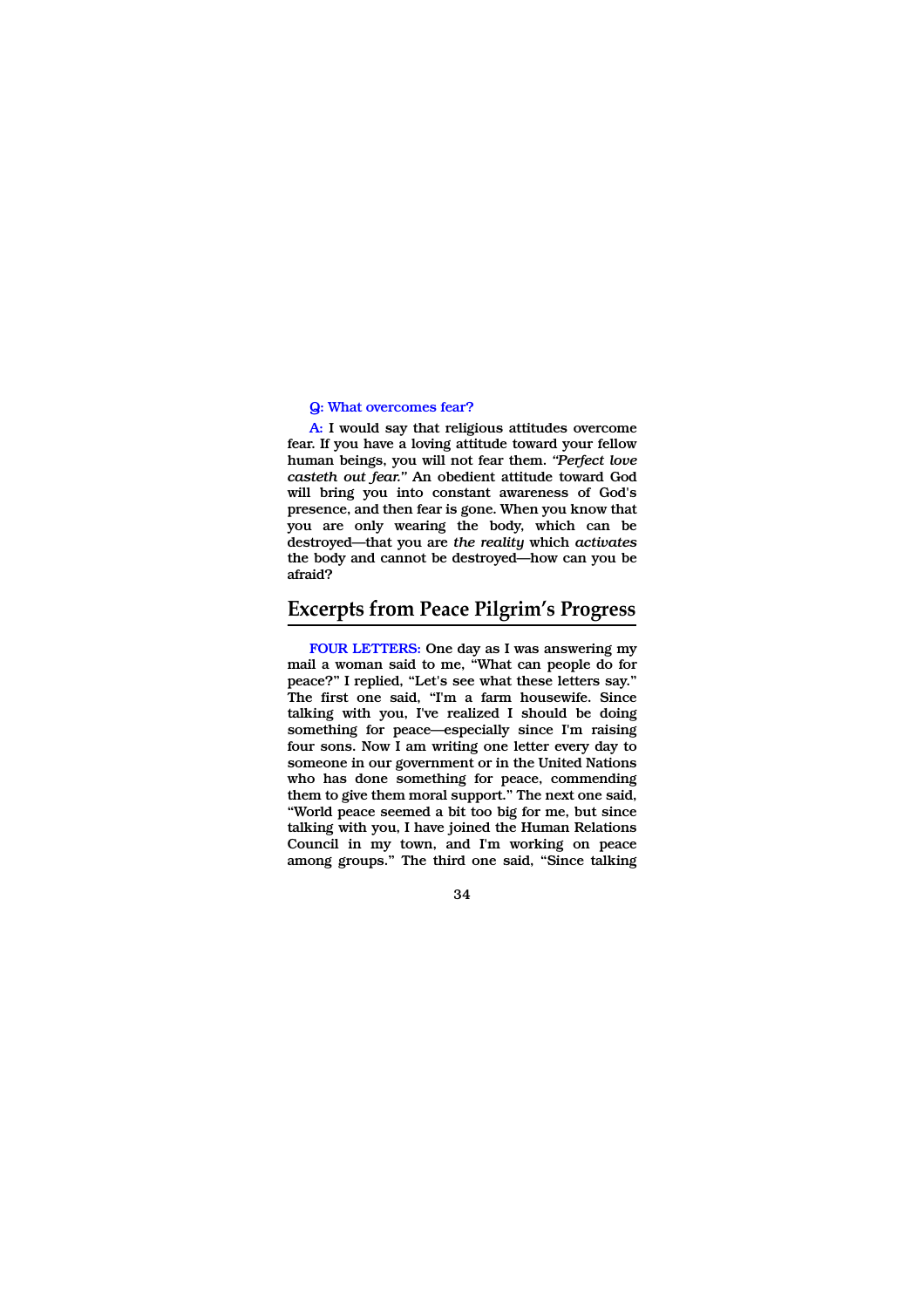**Q: What overcomes fear?**

A: I would say that religious attitudes overcome fear. If you have a loving attitude toward your fellow human beings, you will not fear them. *"Perfect love casteth out fear."* An obedient attitude toward God will bring you into constant awareness of God's presence, and then fear is gone. When you know that you are only wearing the body, which can be destroyed—that you are *the reality* which *activates* the body and cannot be destroyed—how can you be afraid?

## Excerpts from Peace Pilgrim's Progress

FOUR LETTERS: One day as I was answering my mail a woman said to me, "What can people do for peace?" I replied, "Let's see what these letters say." The first one said, "I'm a farm housewife. Since talking with you, I've realized I should be doing something for peace—especially since I'm raising four sons. Now I am writing one letter every day to someone in our government or in the United Nations who has done something for peace, commending them to give them moral support." The next one said, "World peace seemed a bit too big for me, but since talking with you, I have joined the Human Relations Council in my town, and I'm working on peace among groups." The third one said, "Since talking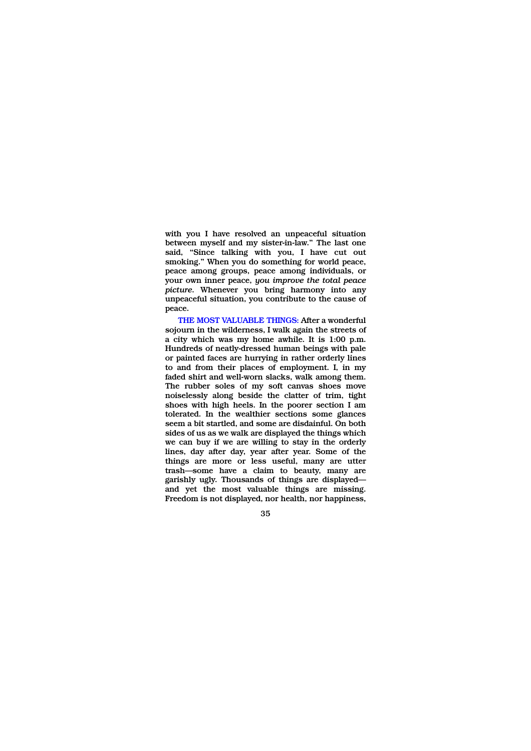with you I have resolved an unpeaceful situation between myself and my sister-in-law." The last one said, "Since talking with you, I have cut out smoking." When you do something for world peace, peace among groups, peace among individuals, or your own inner peace, *you improve the total peace picture*. Whenever you bring harmony into any unpeaceful situation, you contribute to the cause of peace.

**THE MOST VALUABLE THINGS:** After a wonderful sojourn in the wilderness, I walk again the streets of a city which was my home awhile. It is 1:00 p.m. Hundreds of neatly-dressed human beings with pale or painted faces are hurrying in rather orderly lines to and from their places of employment. I, in my faded shirt and well-worn slacks, walk among them. The rubber soles of my soft canvas shoes move noiselessly along beside the clatter of trim, tight shoes with high heels. In the poorer section I am tolerated. In the wealthier sections some glances seem a bit startled, and some are disdainful. On both sides of us as we walk are displayed the things which we can buy if we are willing to stay in the orderly lines, day after day, year after year. Some of the things are more or less useful, many are utter trash—some have a claim to beauty, many are garishly ugly. Thousands of things are displayed—and yet the most valuable things are missing. Freedom is not displayed, nor health, nor happiness,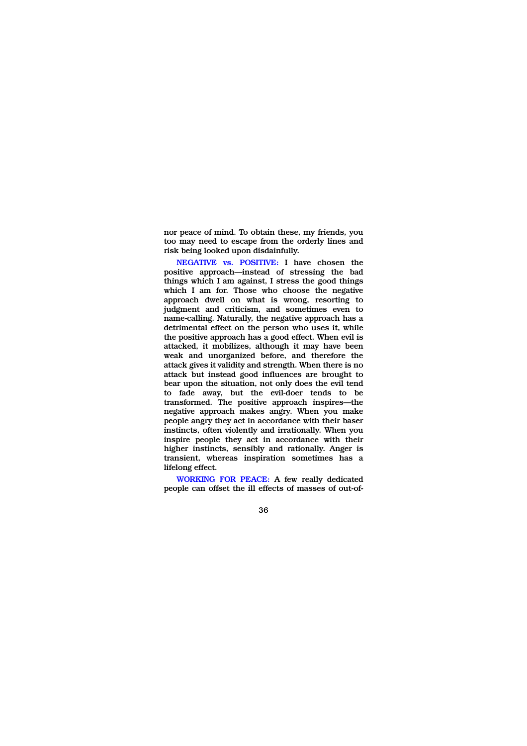nor peace of mind. To obtain these, my friends, you too may need to escape from the orderly lines and risk being looked upon disdainfully.

**NEGATIVE vs. POSITIVE:** I have chosen the positive approach—instead of stressing the bad things which I am against, I stress the good things which I am for. Those who choose the negative approach dwell on what is wrong, resorting to judgment and criticism, and sometimes even to name-calling. Naturally, the negative approach has a detrimental effect on the person who uses it, while the positive approach has a good effect. When evil is attacked, it mobilizes, although it may have been weak and unorganized before, and therefore the attack gives it validity and strength. When there is no attack but instead good influences are brought to bear upon the situation, not only does the evil tend to fade away, but the evil-doer tends to be transformed. The positive approach inspires—the negative approach makes angry. When you make people angry they act in accordance with their baser instincts, often violently and irrationally. When you inspire people they act in accordance with their higher instincts, sensibly and rationally. Anger is transient, whereas inspiration sometimes has a lifelong effect.

**WORKING FOR PEACE:** A few really dedicated people can offset the ill effects of masses of out-of-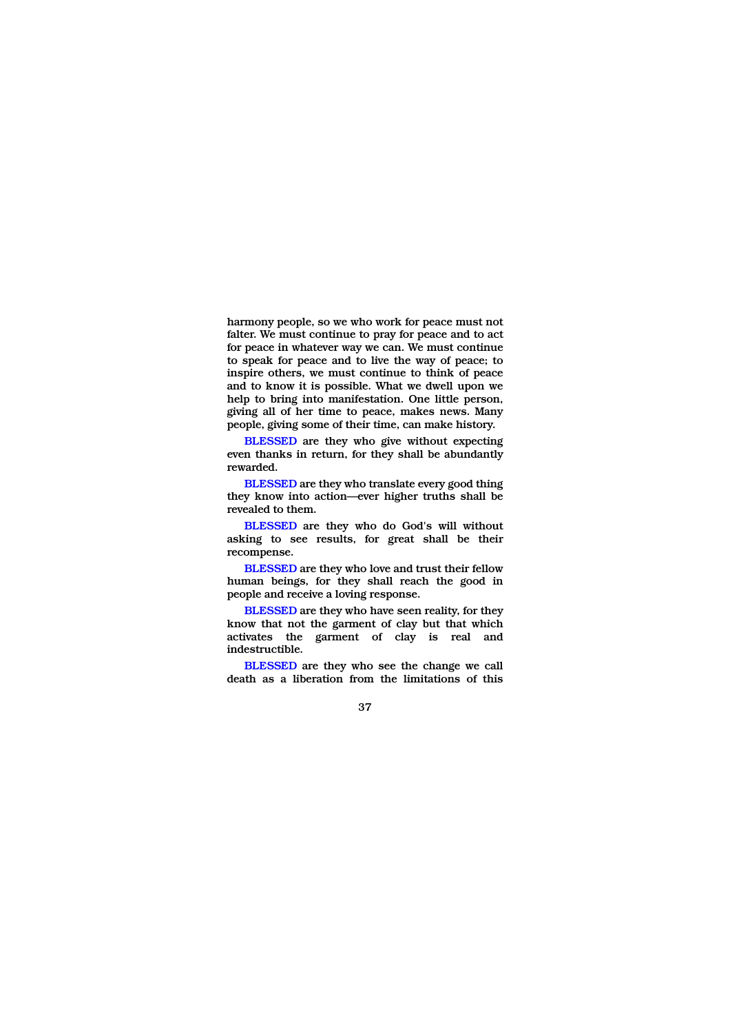harmony people, so we who work for peace must not falter. We must continue to pray for peace and to act for peace in whatever way we can. We must continue to speak for peace and to live the way of peace; to inspire others, we must continue to think of peace and to know it is possible. What we dwell upon we help to bring into manifestation. One little person, giving all of her time to peace, makes news. Many people, giving some of their time, can make history.

BLESSED are they who give without expecting even thanks in return, for they shall be abundantly rewarded.

BLESSED are they who translate every good thing they know into action—ever higher truths shall be revealed to them.

BLESSED are they who do God's will without asking to see results, for great shall be their recompense.

BLESSED are they who love and trust their fellow human beings, for they shall reach the good in people and receive a loving response.

BLESSED are they who have seen reality, for they know that not the garment of clay but that which activates the garment of clay is real and indestructible.

BLESSED are they who see the change we call death as a liberation from the limitations of this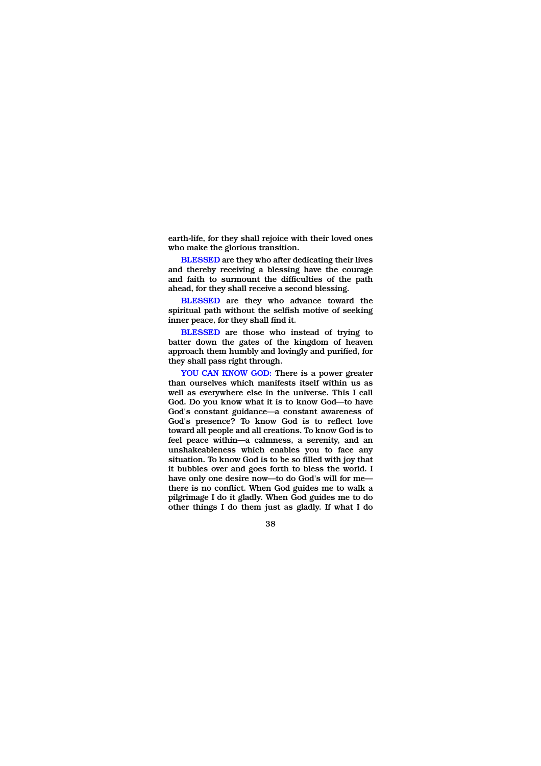earth-life, for they shall rejoice with their loved ones who make the glorious transition.

**BLESSED** are they who after dedicating their lives and thereby receiving a blessing have the courage and faith to surmount the difficulties of the path ahead, for they shall receive a second blessing.

**BLESSED** are they who advance toward the spiritual path without the selfish motive of seeking inner peace, for they shall find it.

**BLESSED** are those who instead of trying to batter down the gates of the kingdom of heaven approach them humbly and lovingly and purified, for they shall pass right through.

**YOU CAN KNOW GOD:** There is a power greater than ourselves which manifests itself within us as well as everywhere else in the universe. This I call God. Do you know what it is to know God—to have God's constant guidance—a constant awareness of God's presence? To know God is to reflect love toward all people and all creations. To know God is to feel peace within—a calmness, a serenity, and an unshakeableness which enables you to face any situation. To know God is to be so filled with joy that it bubbles over and goes forth to bless the world. I have only one desire now—to do God's will for me—there is no conflict. When God guides me to walk a pilgrimage I do it gladly. When God guides me to do other things I do them just as gladly. If what I do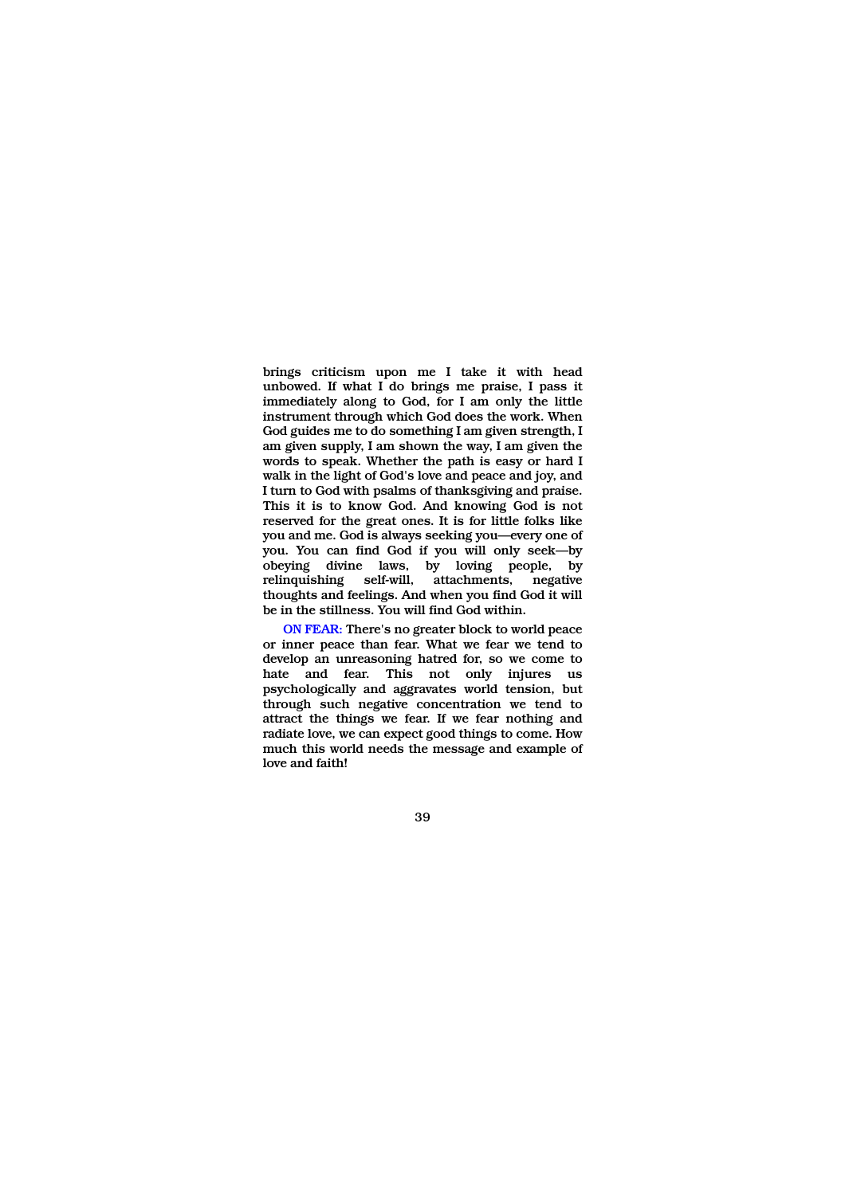brings criticism upon me I take it with head unbowed. If what I do brings me praise, I pass it immediately along to God, for I am only the little instrument through which God does the work. When God guides me to do something I am given strength, I am given supply, I am shown the way, I am given the words to speak. Whether the path is easy or hard I walk in the light of God's love and peace and joy, and I turn to God with psalms of thanksgiving and praise. This it is to know God. And knowing God is not reserved for the great ones. It is for little folks like you and me. God is always seeking you—every one of you. You can find God if you will only seek—by obeying divine laws, by loving people, by relinquishing self-will, attachments, negative thoughts and feelings. And when you find God it will be in the stillness. You will find God within.

**ON FEAR:** There's no greater block to world peace or inner peace than fear. What we fear we tend to develop an unreasoning hatred for, so we come to hate and fear. This not only injures us psychologically and aggravates world tension, but through such negative concentration we tend to attract the things we fear. If we fear nothing and radiate love, we can expect good things to come. How much this world needs the message and example of love and faith!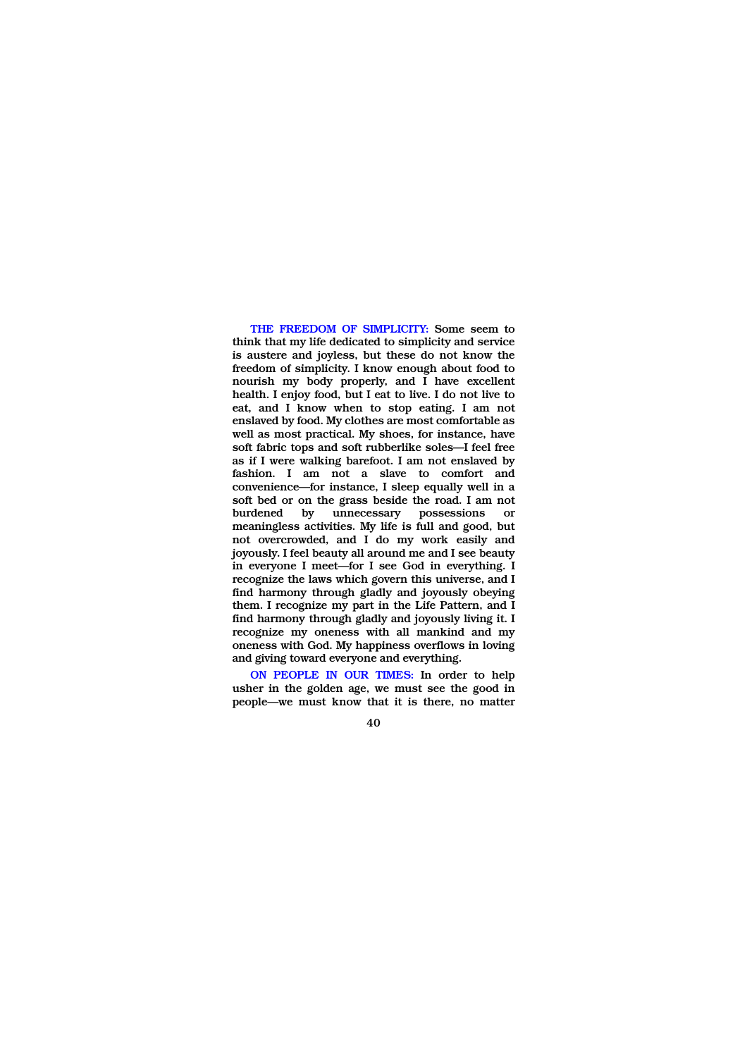**THE FREEDOM OF SIMPLICITY:** Some seem to think that my life dedicated to simplicity and service is austere and joyless, but these do not know the freedom of simplicity. I know enough about food to nourish my body properly, and I have excellent health. I enjoy food, but I eat to live. I do not live to eat, and I know when to stop eating. I am not enslaved by food. My clothes are most comfortable as well as most practical. My shoes, for instance, have soft fabric tops and soft rubberlike soles—I feel free as if I were walking barefoot. I am not enslaved by fashion. I am not a slave to comfort and convenience—for instance, I sleep equally well in a soft bed or on the grass beside the road. I am not burdened by unnecessary possessions or meaningless activities. My life is full and good, but not overcrowded, and I do my work easily and joyously. I feel beauty all around me and I see beauty in everyone I meet—for I see God in everything. I recognize the laws which govern this universe, and I find harmony through gladly and joyously obeying them. I recognize my part in the Life Pattern, and I find harmony through gladly and joyously living it. I recognize my oneness with all mankind and my oneness with God. My happiness overflows in loving and giving toward everyone and everything.

**ON PEOPLE IN OUR TIMES:** In order to help usher in the golden age, we must see the good in people—we must know that it is there, no matter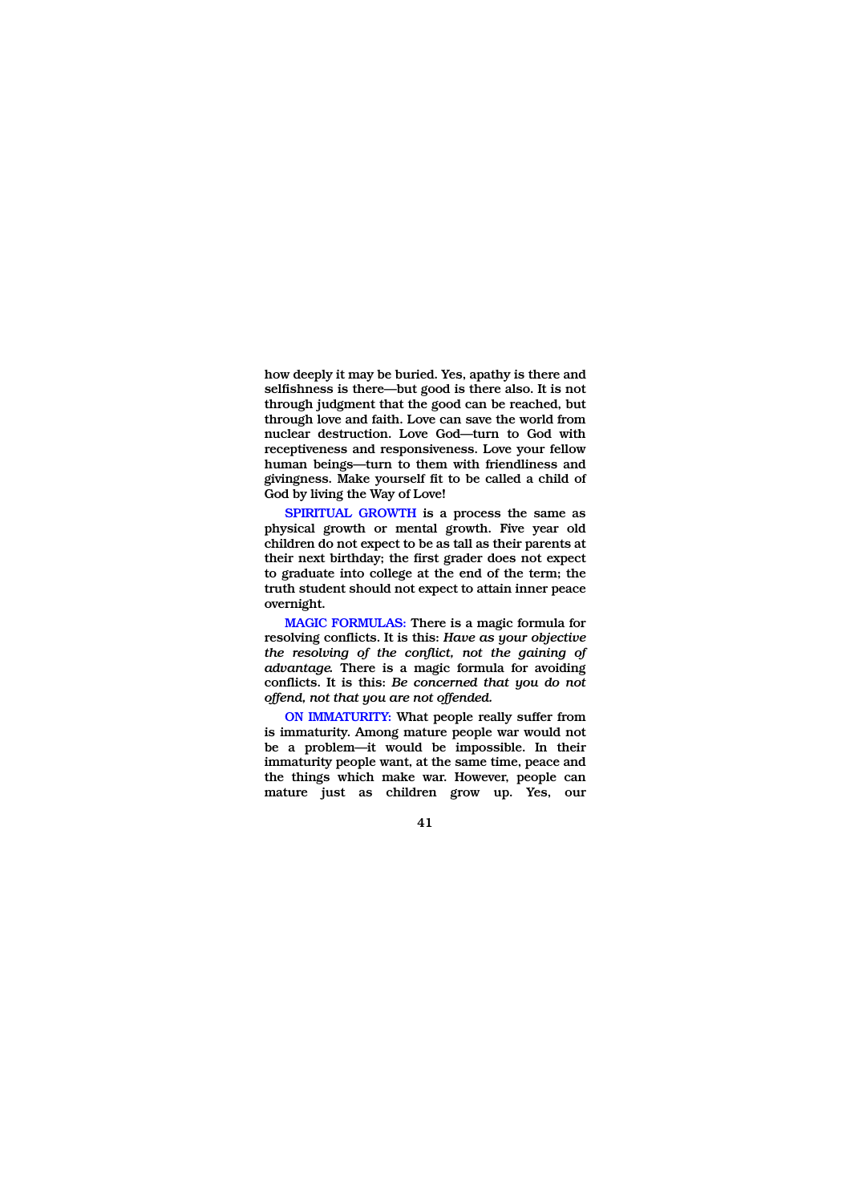how deeply it may be buried. Yes, apathy is there and selfishness is there—but good is there also. It is not through judgment that the good can be reached, but through love and faith. Love can save the world from nuclear destruction. Love God—turn to God with receptiveness and responsiveness. Love your fellow human beings—turn to them with friendliness and givingness. Make yourself fit to be called a child of God by living the Way of Love!

**SPIRITUAL GROWTH** is a process the same as physical growth or mental growth. Five year old children do not expect to be as tall as their parents at their next birthday; the first grader does not expect to graduate into college at the end of the term; the truth student should not expect to attain inner peace overnight.

**MAGIC FORMULAS:** There is a magic formula for resolving conflicts. It is this: *Have as your objective the resolving of the conflict, not the gaining of advantage.* There is a magic formula for avoiding conflicts. It is this: *Be concerned that you do not offend, not that you are not offended.*

**ON IMMATURITY:** What people really suffer from is immaturity. Among mature people war would not be a problem—it would be impossible. In their immaturity people want, at the same time, peace and the things which make war. However, people can mature just as children grow up. Yes, our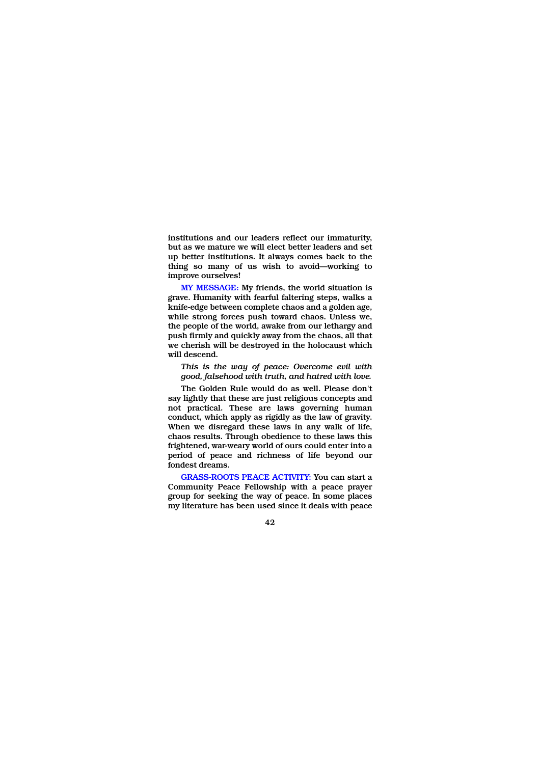institutions and our leaders reflect our immaturity, but as we mature we will elect better leaders and set up better institutions. It always comes back to the thing so many of us wish to avoid—working to improve ourselves!

**MY MESSAGE:** My friends, the world situation is grave. Humanity with fearful faltering steps, walks a knife-edge between complete chaos and a golden age, while strong forces push toward chaos. Unless we, the people of the world, awake from our lethargy and push firmly and quickly away from the chaos, all that we cherish will be destroyed in the holocaust which will descend.

*This is the way of peace: Overcome evil with good, falsehood with truth, and hatred with love.*

The Golden Rule would do as well. Please don't say lightly that these are just religious concepts and not practical. These are laws governing human conduct, which apply as rigidly as the law of gravity. When we disregard these laws in any walk of life, chaos results. Through obedience to these laws this frightened, war-weary world of ours could enter into a period of peace and richness of life beyond our fondest dreams.

**GRASS-ROOTS PEACE ACTIVITY:** You can start a Community Peace Fellowship with a peace prayer group for seeking the way of peace. In some places my literature has been used since it deals with peace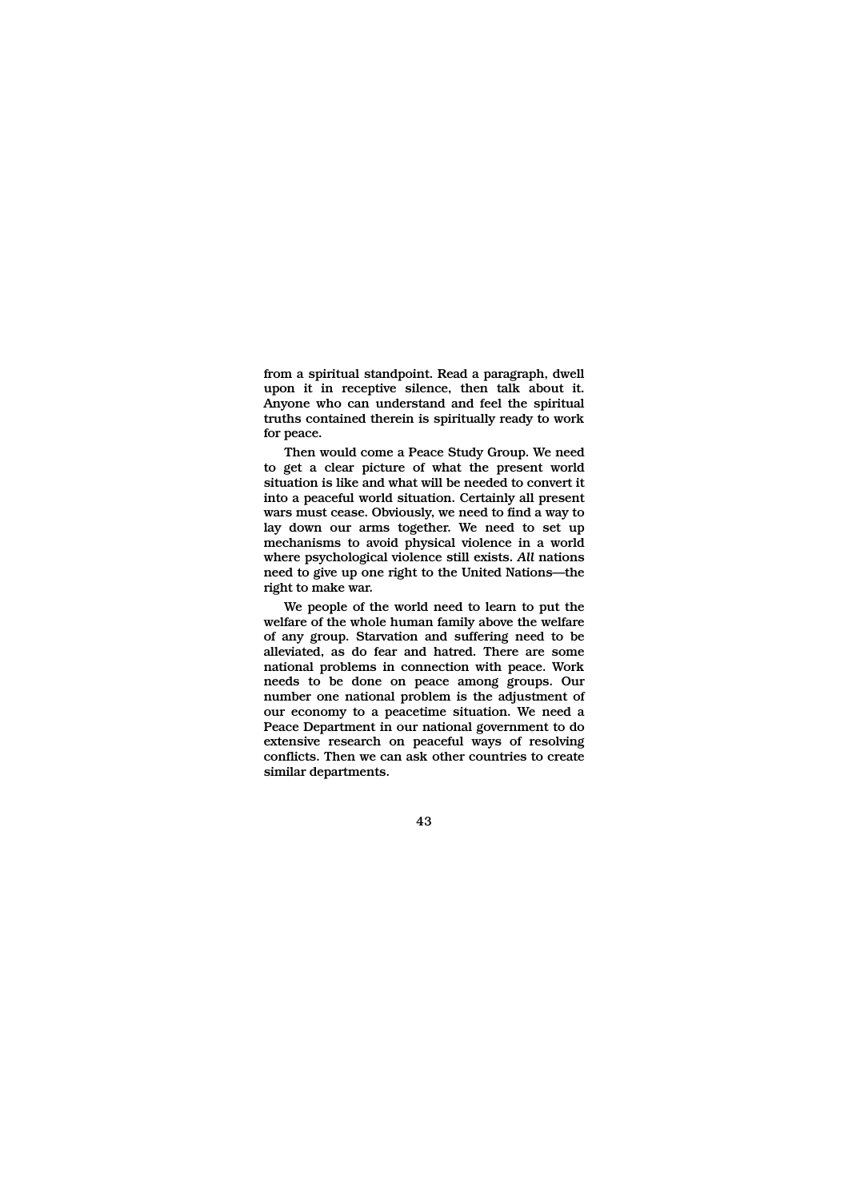from a spiritual standpoint. Read a paragraph, dwell upon it in receptive silence, then talk about it. Anyone who can understand and feel the spiritual truths contained therein is spiritually ready to work for peace.

Then would come a Peace Study Group. We need to get a clear picture of what the present world situation is like and what will be needed to convert it into a peaceful world situation. Certainly all present wars must cease. Obviously, we need to find a way to lay down our arms together. We need to set up mechanisms to avoid physical violence in a world where psychological violence still exists. *All* nations need to give up one right to the United Nations—the right to make war.

We people of the world need to learn to put the welfare of the whole human family above the welfare of any group. Starvation and suffering need to be alleviated, as do fear and hatred. There are some national problems in connection with peace. Work needs to be done on peace among groups. Our number one national problem is the adjustment of our economy to a peacetime situation. We need a Peace Department in our national government to do extensive research on peaceful ways of resolving conflicts. Then we can ask other countries to create similar departments.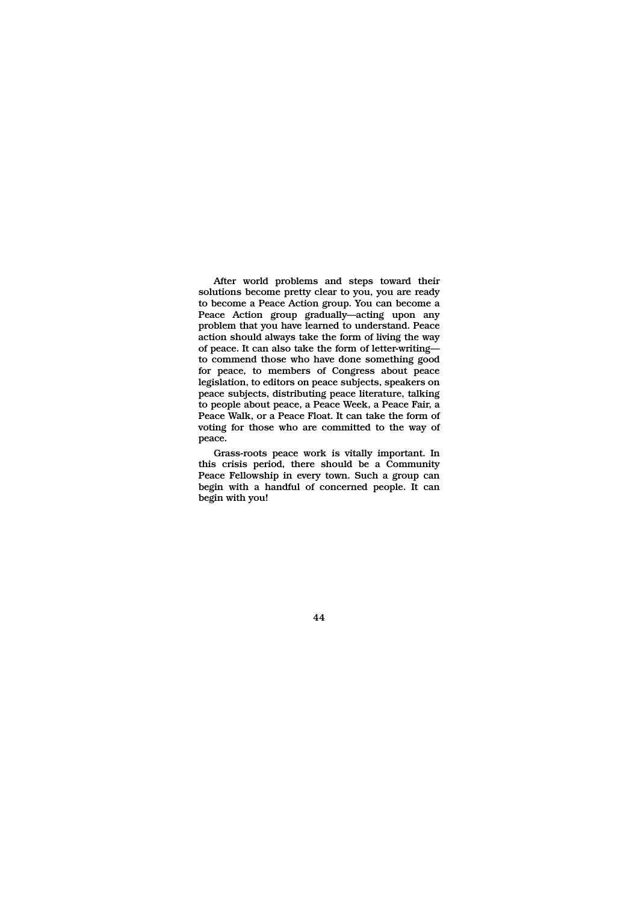After world problems and steps toward their solutions become pretty clear to you, you are ready to become a Peace Action group. You can become a Peace Action group gradually—acting upon any problem that you have learned to understand. Peace action should always take the form of living the way of peace. It can also take the form of letter-writing—to commend those who have done something good for peace, to members of Congress about peace legislation, to editors on peace subjects, speakers on peace subjects, distributing peace literature, talking to people about peace, a Peace Week, a Peace Fair, a Peace Walk, or a Peace Float. It can take the form of voting for those who are committed to the way of peace.

Grass-roots peace work is vitally important. In this crisis period, there should be a Community Peace Fellowship in every town. Such a group can begin with a handful of concerned people. It can begin with you!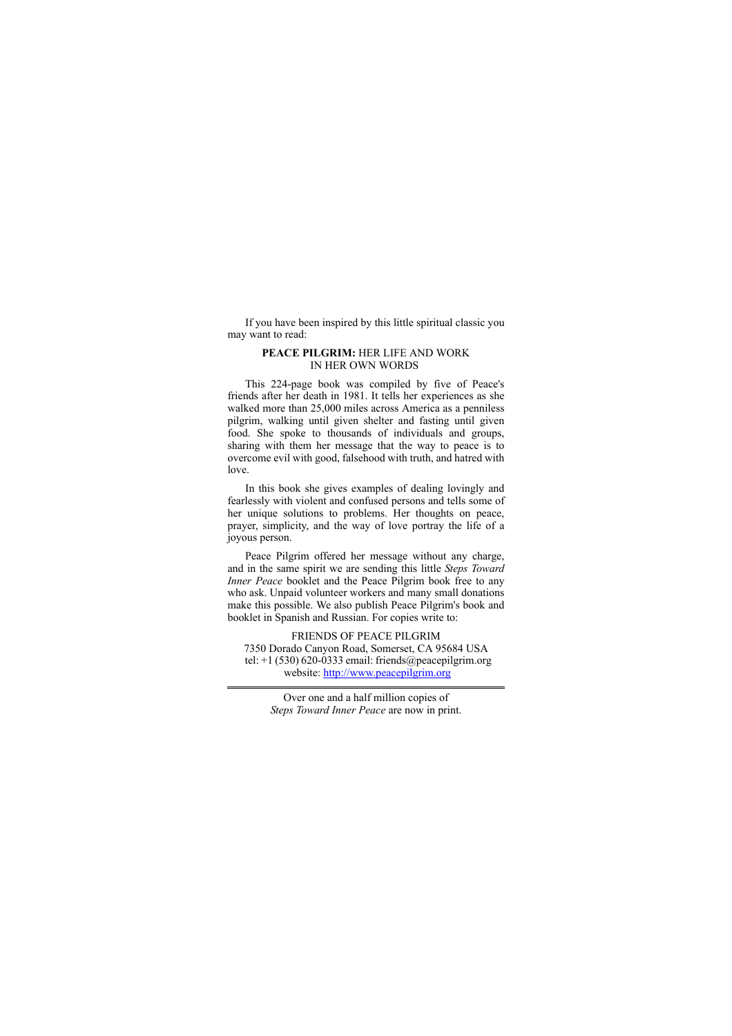If you have been inspired by this little spiritual classic you may want to read:

**PEACE PILGRIM:** HER LIFE AND WORK
IN HER OWN WORDS

This 224-page book was compiled by five of Peace's friends after her death in 1981. It tells her experiences as she walked more than 25,000 miles across America as a penniless pilgrim, walking until given shelter and fasting until given food. She spoke to thousands of individuals and groups, sharing with them her message that the way to peace is to overcome evil with good, falsehood with truth, and hatred with love.

In this book she gives examples of dealing lovingly and fearlessly with violent and confused persons and tells some of her unique solutions to problems. Her thoughts on peace, prayer, simplicity, and the way of love portray the life of a joyous person.

Peace Pilgrim offered her message without any charge, and in the same spirit we are sending this little *Steps Toward Inner Peace* booklet and the Peace Pilgrim book free to any who ask. Unpaid volunteer workers and many small donations make this possible. We also publish Peace Pilgrim's book and booklet in Spanish and Russian. For copies write to:

FRIENDS OF PEACE PILGRIM
7350 Dorado Canyon Road, Somerset, CA 95684 USA
tel: +1 (530) 620-0333 email: friends@peacepilgrim.org
website: [http://www.peacepilgrim.org](http://www.peacepilgrim.org)

---

Over one and a half million copies of
*Steps Toward Inner Peace* are now in print.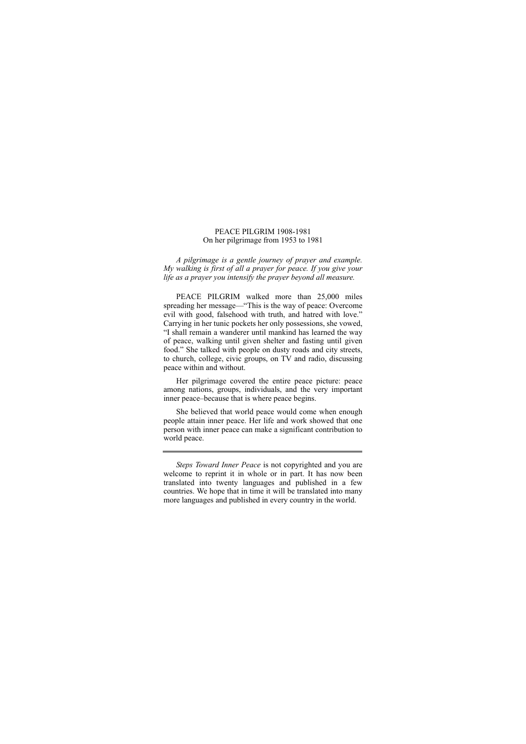PEACE PILGRIM 1908-1981
On her pilgrimage from 1953 to 1981

*A pilgrimage is a gentle journey of prayer and example. My walking is first of all a prayer for peace. If you give your life as a prayer you intensify the prayer beyond all measure.*

PEACE PILGRIM walked more than 25,000 miles spreading her message—"This is the way of peace: Overcome evil with good, falsehood with truth, and hatred with love." Carrying in her tunic pockets her only possessions, she vowed, "I shall remain a wanderer until mankind has learned the way of peace, walking until given shelter and fasting until given food." She talked with people on dusty roads and city streets, to church, college, civic groups, on TV and radio, discussing peace within and without.

Her pilgrimage covered the entire peace picture: peace among nations, groups, individuals, and the very important inner peace–because that is where peace begins.

She believed that world peace would come when enough people attain inner peace. Her life and work showed that one person with inner peace can make a significant contribution to world peace.

---

*Steps Toward Inner Peace* is not copyrighted and you are welcome to reprint it in whole or in part. It has now been translated into twenty languages and published in a few countries. We hope that in time it will be translated into many more languages and published in every country in the world.